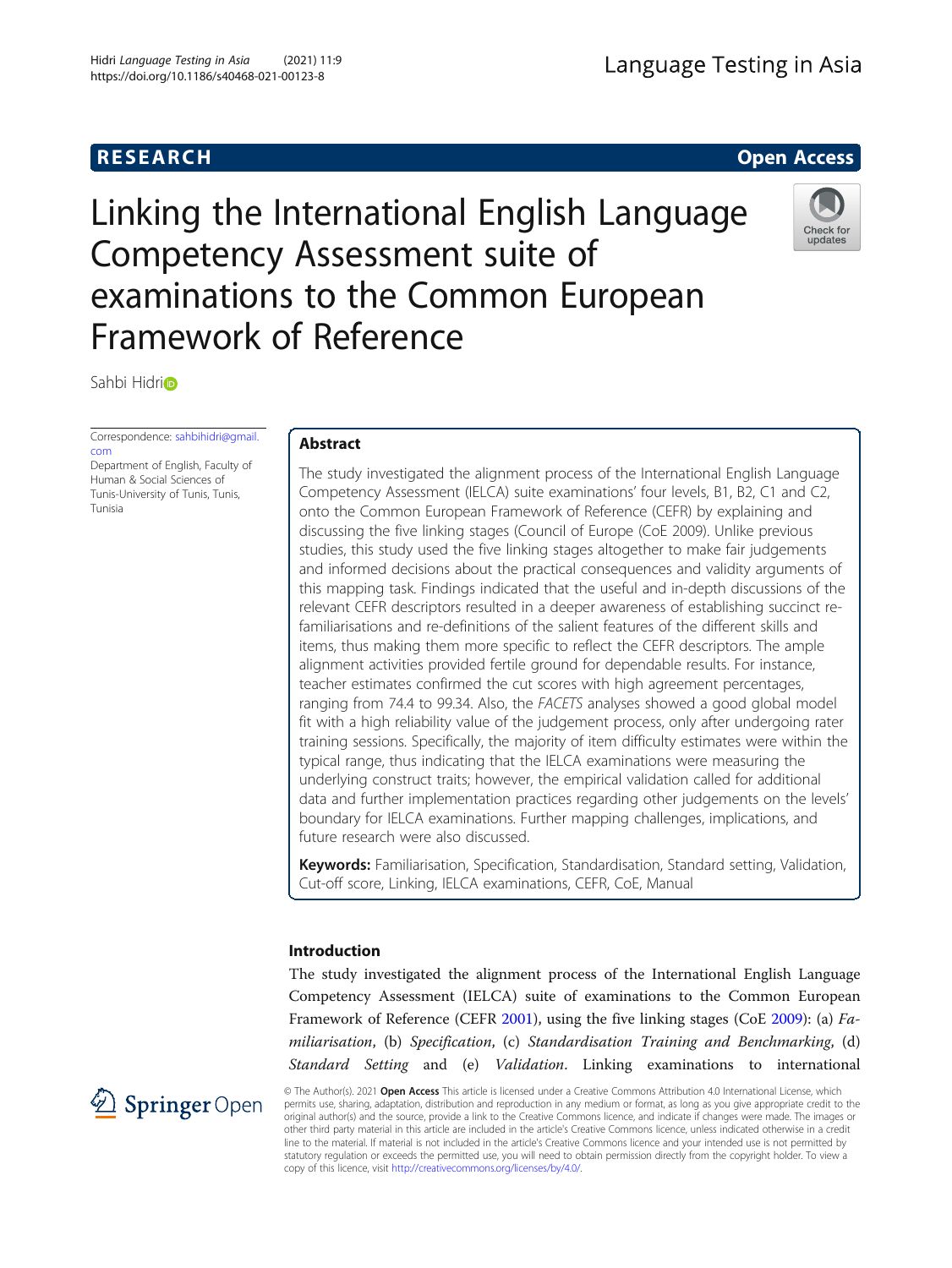RESEARCH

Open Access

# Linking the International English Language Competency Assessment suite of examinations to the Common European Framework of Reference

Sahbi Hidri

Correspondence: sahbihidri@gmail.com
Department of English, Faculty of Human & Social Sciences of Tunis-University of Tunis, Tunis, Tunisia

## Abstract

The study investigated the alignment process of the International English Language Competency Assessment (IELCA) suite examinations' four levels, B1, B2, C1 and C2, onto the Common European Framework of Reference (CEFR) by explaining and discussing the five linking stages (Council of Europe (CoE 2009). Unlike previous studies, this study used the five linking stages altogether to make fair judgements and informed decisions about the practical consequences and validity arguments of this mapping task. Findings indicated that the useful and in-depth discussions of the relevant CEFR descriptors resulted in a deeper awareness of establishing succinct re-familiarisations and re-definitions of the salient features of the different skills and items, thus making them more specific to reflect the CEFR descriptors. The ample alignment activities provided fertile ground for dependable results. For instance, teacher estimates confirmed the cut scores with high agreement percentages, ranging from 74.4 to 99.34. Also, the *FACETS* analyses showed a good global model fit with a high reliability value of the judgement process, only after undergoing rater training sessions. Specifically, the majority of item difficulty estimates were within the typical range, thus indicating that the IELCA examinations were measuring the underlying construct traits; however, the empirical validation called for additional data and further implementation practices regarding other judgements on the levels' boundary for IELCA examinations. Further mapping challenges, implications, and future research were also discussed.

**Keywords:** Familiarisation, Specification, Standardisation, Standard setting, Validation, Cut-off score, Linking, IELCA examinations, CEFR, CoE, Manual

## Introduction

The study investigated the alignment process of the International English Language Competency Assessment (IELCA) suite of examinations to the Common European Framework of Reference (CEFR 2001), using the five linking stages (CoE 2009): (a) *Familiarisation*, (b) *Specification*, (c) *Standardisation Training and Benchmarking*, (d) *Standard Setting* and (e) *Validation*. Linking examinations to international

© The Author(s). 2021 **Open Access** This article is licensed under a Creative Commons Attribution 4.0 International License, which permits use, sharing, adaptation, distribution and reproduction in any medium or format, as long as you give appropriate credit to the original author(s) and the source, provide a link to the Creative Commons licence, and indicate if changes were made. The images or other third party material in this article are included in the article's Creative Commons licence, unless indicated otherwise in a credit line to the material. If material is not included in the article's Creative Commons licence and your intended use is not permitted by statutory regulation or exceeds the permitted use, you will need to obtain permission directly from the copyright holder. To view a copy of this licence, visit http://creativecommons.org/licenses/by/4.0/.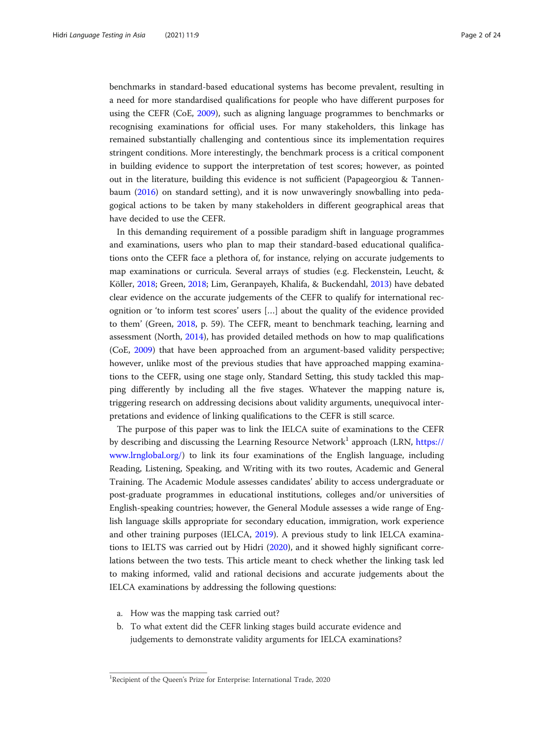benchmarks in standard-based educational systems has become prevalent, resulting in a need for more standardised qualifications for people who have different purposes for using the CEFR (CoE, 2009), such as aligning language programmes to benchmarks or recognising examinations for official uses. For many stakeholders, this linkage has remained substantially challenging and contentious since its implementation requires stringent conditions. More interestingly, the benchmark process is a critical component in building evidence to support the interpretation of test scores; however, as pointed out in the literature, building this evidence is not sufficient (Papageorgiou & Tannenbaum (2016) on standard setting), and it is now unwaveringly snowballing into pedagogical actions to be taken by many stakeholders in different geographical areas that have decided to use the CEFR.

In this demanding requirement of a possible paradigm shift in language programmes and examinations, users who plan to map their standard-based educational qualifications onto the CEFR face a plethora of, for instance, relying on accurate judgements to map examinations or curricula. Several arrays of studies (e.g. Fleckenstein, Leucht, & Köller, 2018; Green, 2018; Lim, Geranpayeh, Khalifa, & Buckendahl, 2013) have debated clear evidence on the accurate judgements of the CEFR to qualify for international recognition or 'to inform test scores' users [...] about the quality of the evidence provided to them' (Green, 2018, p. 59). The CEFR, meant to benchmark teaching, learning and assessment (North, 2014), has provided detailed methods on how to map qualifications (CoE, 2009) that have been approached from an argument-based validity perspective; however, unlike most of the previous studies that have approached mapping examinations to the CEFR, using one stage only, Standard Setting, this study tackled this mapping differently by including all the five stages. Whatever the mapping nature is, triggering research on addressing decisions about validity arguments, unequivocal interpretations and evidence of linking qualifications to the CEFR is still scarce.

The purpose of this paper was to link the IELCA suite of examinations to the CEFR by describing and discussing the Learning Resource Network[1] approach (LRN, https://www.lrnglobal.org/) to link its four examinations of the English language, including Reading, Listening, Speaking, and Writing with its two routes, Academic and General Training. The Academic Module assesses candidates' ability to access undergraduate or post-graduate programmes in educational institutions, colleges and/or universities of English-speaking countries; however, the General Module assesses a wide range of English language skills appropriate for secondary education, immigration, work experience and other training purposes (IELCA, 2019). A previous study to link IELCA examinations to IELTS was carried out by Hidri (2020), and it showed highly significant correlations between the two tests. This article meant to check whether the linking task led to making informed, valid and rational decisions and accurate judgements about the IELCA examinations by addressing the following questions:

a. How was the mapping task carried out?
b. To what extent did the CEFR linking stages build accurate evidence and judgements to demonstrate validity arguments for IELCA examinations?

[1] Recipient of the Queen's Prize for Enterprise: International Trade, 2020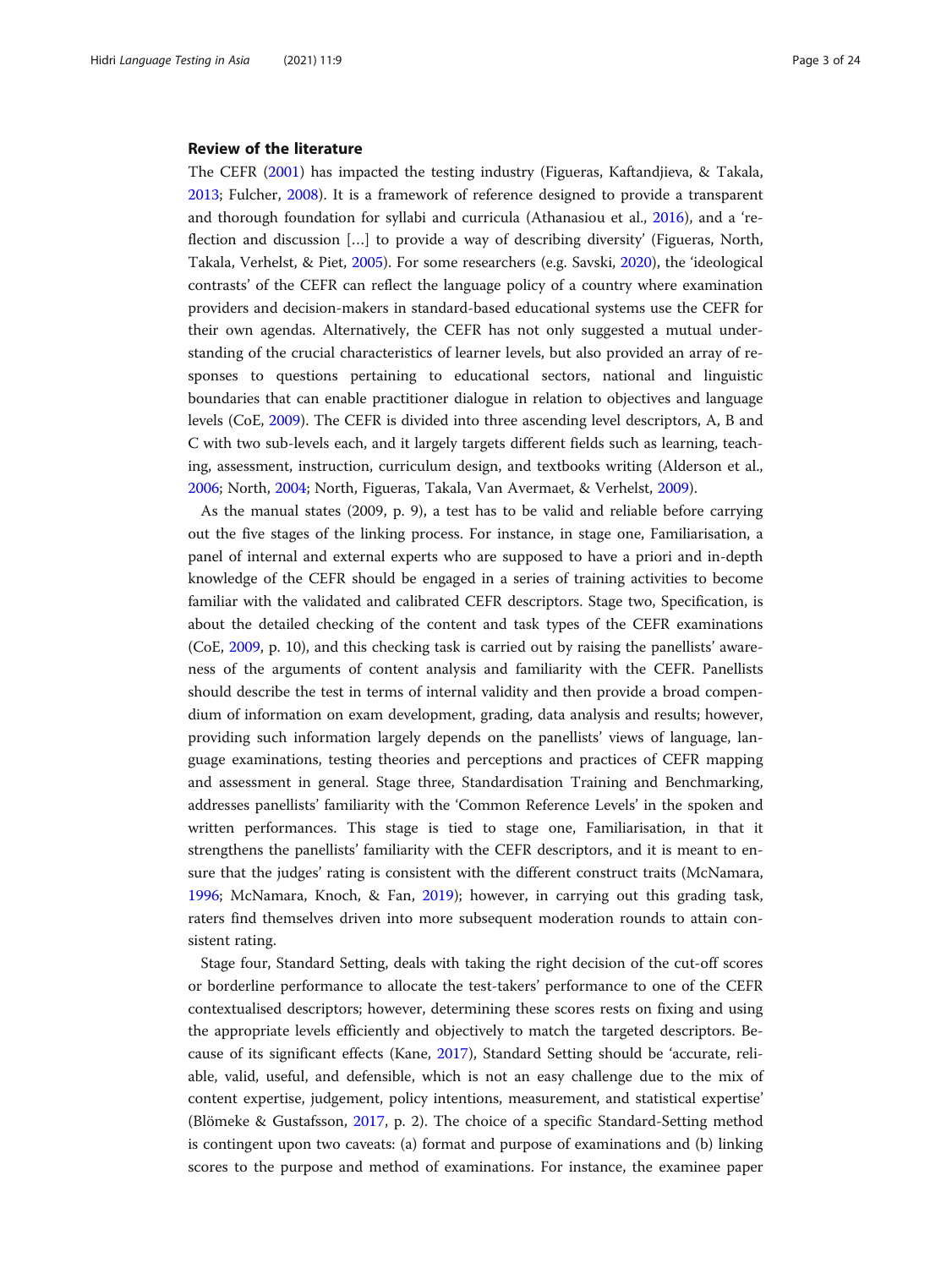### Review of the literature

The CEFR (2001) has impacted the testing industry (Figueras, Kaftandjieva, & Takala, 2013; Fulcher, 2008). It is a framework of reference designed to provide a transparent and thorough foundation for syllabi and curricula (Athanasiou et al., 2016), and a 'reflection and discussion […] to provide a way of describing diversity' (Figueras, North, Takala, Verhelst, & Piet, 2005). For some researchers (e.g. Savski, 2020), the 'ideological contrasts' of the CEFR can reflect the language policy of a country where examination providers and decision-makers in standard-based educational systems use the CEFR for their own agendas. Alternatively, the CEFR has not only suggested a mutual understanding of the crucial characteristics of learner levels, but also provided an array of responses to questions pertaining to educational sectors, national and linguistic boundaries that can enable practitioner dialogue in relation to objectives and language levels (CoE, 2009). The CEFR is divided into three ascending level descriptors, A, B and C with two sub-levels each, and it largely targets different fields such as learning, teaching, assessment, instruction, curriculum design, and textbooks writing (Alderson et al., 2006; North, 2004; North, Figueras, Takala, Van Avermaet, & Verhelst, 2009).

As the manual states (2009, p. 9), a test has to be valid and reliable before carrying out the five stages of the linking process. For instance, in stage one, Familiarisation, a panel of internal and external experts who are supposed to have a priori and in-depth knowledge of the CEFR should be engaged in a series of training activities to become familiar with the validated and calibrated CEFR descriptors. Stage two, Specification, is about the detailed checking of the content and task types of the CEFR examinations (CoE, 2009, p. 10), and this checking task is carried out by raising the panellists' awareness of the arguments of content analysis and familiarity with the CEFR. Panellists should describe the test in terms of internal validity and then provide a broad compendium of information on exam development, grading, data analysis and results; however, providing such information largely depends on the panellists' views of language, language examinations, testing theories and perceptions and practices of CEFR mapping and assessment in general. Stage three, Standardisation Training and Benchmarking, addresses panellists' familiarity with the 'Common Reference Levels' in the spoken and written performances. This stage is tied to stage one, Familiarisation, in that it strengthens the panellists' familiarity with the CEFR descriptors, and it is meant to ensure that the judges' rating is consistent with the different construct traits (McNamara, 1996; McNamara, Knoch, & Fan, 2019); however, in carrying out this grading task, raters find themselves driven into more subsequent moderation rounds to attain consistent rating.

Stage four, Standard Setting, deals with taking the right decision of the cut-off scores or borderline performance to allocate the test-takers' performance to one of the CEFR contextualised descriptors; however, determining these scores rests on fixing and using the appropriate levels efficiently and objectively to match the targeted descriptors. Because of its significant effects (Kane, 2017), Standard Setting should be 'accurate, reliable, valid, useful, and defensible, which is not an easy challenge due to the mix of content expertise, judgement, policy intentions, measurement, and statistical expertise' (Blömeke & Gustafsson, 2017, p. 2). The choice of a specific Standard-Setting method is contingent upon two caveats: (a) format and purpose of examinations and (b) linking scores to the purpose and method of examinations. For instance, the examinee paper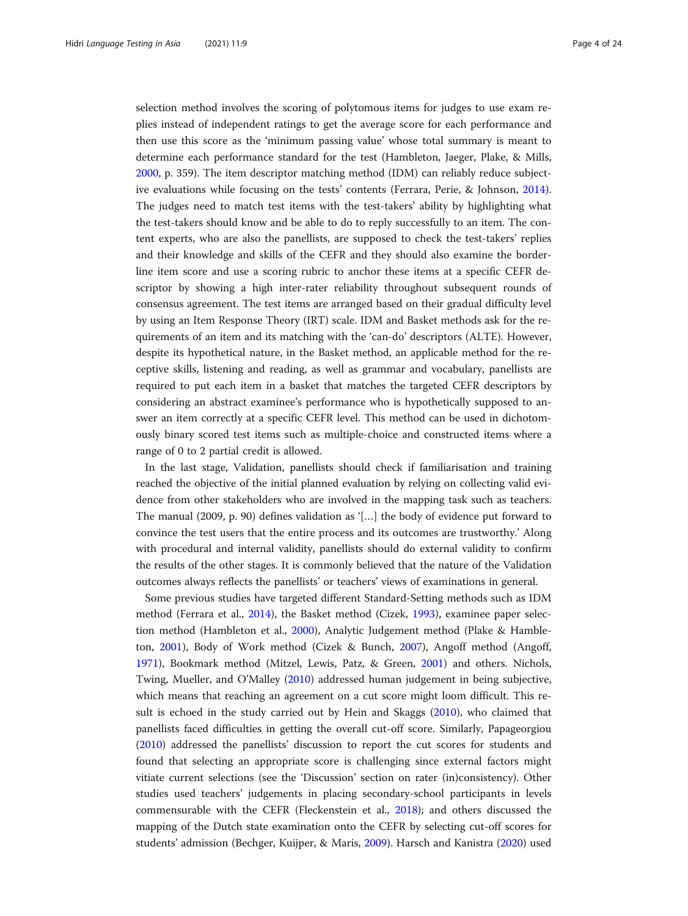selection method involves the scoring of polytomous items for judges to use exam replies instead of independent ratings to get the average score for each performance and then use this score as the 'minimum passing value' whose total summary is meant to determine each performance standard for the test (Hambleton, Jaeger, Plake, & Mills, 2000, p. 359). The item descriptor matching method (IDM) can reliably reduce subjective evaluations while focusing on the tests' contents (Ferrara, Perie, & Johnson, 2014). The judges need to match test items with the test-takers' ability by highlighting what the test-takers should know and be able to do to reply successfully to an item. The content experts, who are also the panellists, are supposed to check the test-takers' replies and their knowledge and skills of the CEFR and they should also examine the borderline item score and use a scoring rubric to anchor these items at a specific CEFR descriptor by showing a high inter-rater reliability throughout subsequent rounds of consensus agreement. The test items are arranged based on their gradual difficulty level by using an Item Response Theory (IRT) scale. IDM and Basket methods ask for the requirements of an item and its matching with the 'can-do' descriptors (ALTE). However, despite its hypothetical nature, in the Basket method, an applicable method for the receptive skills, listening and reading, as well as grammar and vocabulary, panellists are required to put each item in a basket that matches the targeted CEFR descriptors by considering an abstract examinee's performance who is hypothetically supposed to answer an item correctly at a specific CEFR level. This method can be used in dichotomously binary scored test items such as multiple-choice and constructed items where a range of 0 to 2 partial credit is allowed.

In the last stage, Validation, panellists should check if familiarisation and training reached the objective of the initial planned evaluation by relying on collecting valid evidence from other stakeholders who are involved in the mapping task such as teachers. The manual (2009, p. 90) defines validation as '[…] the body of evidence put forward to convince the test users that the entire process and its outcomes are trustworthy.' Along with procedural and internal validity, panellists should do external validity to confirm the results of the other stages. It is commonly believed that the nature of the Validation outcomes always reflects the panellists' or teachers' views of examinations in general.

Some previous studies have targeted different Standard-Setting methods such as IDM method (Ferrara et al., 2014), the Basket method (Cizek, 1993), examinee paper selection method (Hambleton et al., 2000), Analytic Judgement method (Plake & Hambleton, 2001), Body of Work method (Cizek & Bunch, 2007), Angoff method (Angoff, 1971), Bookmark method (Mitzel, Lewis, Patz, & Green, 2001) and others. Nichols, Twing, Mueller, and O'Malley (2010) addressed human judgement in being subjective, which means that reaching an agreement on a cut score might loom difficult. This result is echoed in the study carried out by Hein and Skaggs (2010), who claimed that panellists faced difficulties in getting the overall cut-off score. Similarly, Papageorgiou (2010) addressed the panellists' discussion to report the cut scores for students and found that selecting an appropriate score is challenging since external factors might vitiate current selections (see the 'Discussion' section on rater (in)consistency). Other studies used teachers' judgements in placing secondary-school participants in levels commensurable with the CEFR (Fleckenstein et al., 2018); and others discussed the mapping of the Dutch state examination onto the CEFR by selecting cut-off scores for students' admission (Bechger, Kuijper, & Maris, 2009). Harsch and Kanistra (2020) used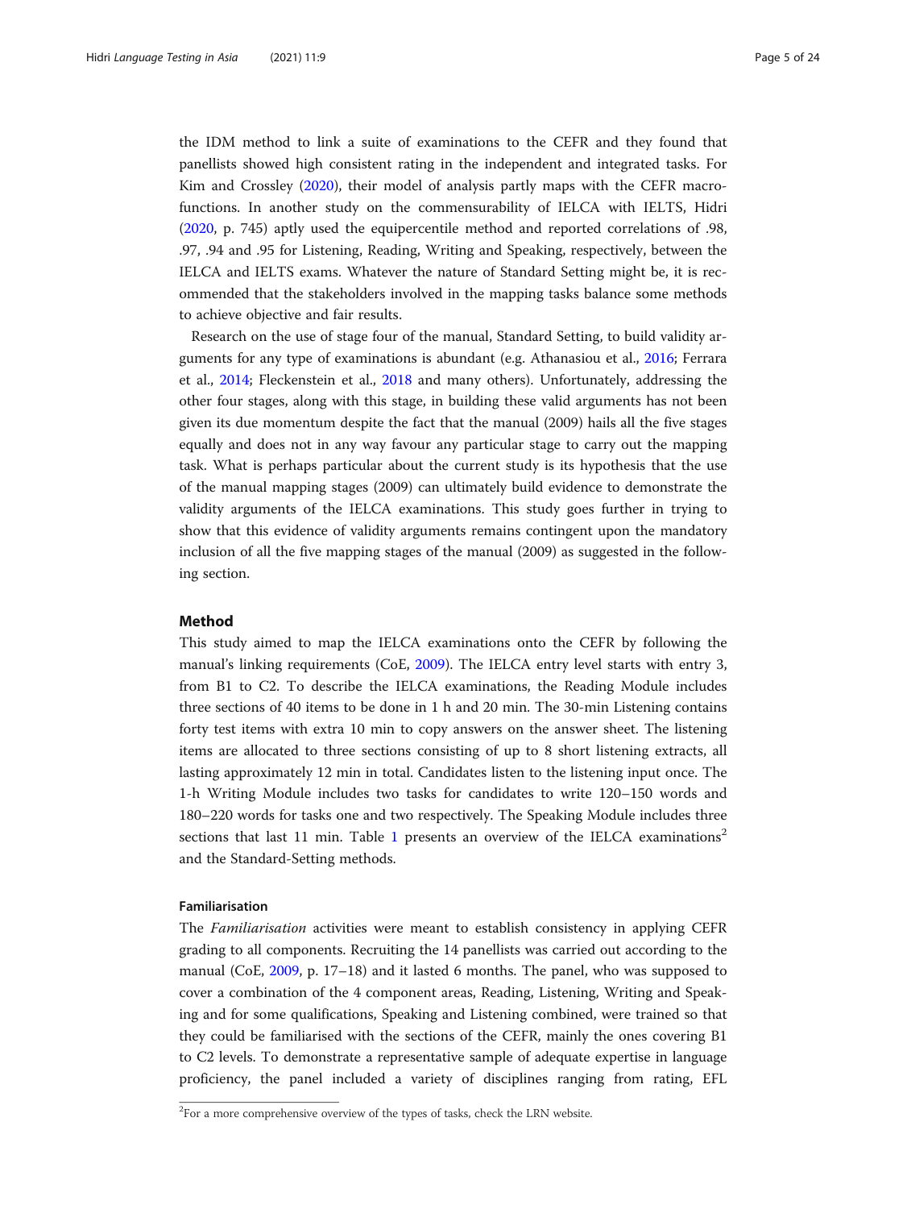the IDM method to link a suite of examinations to the CEFR and they found that panellists showed high consistent rating in the independent and integrated tasks. For Kim and Crossley (2020), their model of analysis partly maps with the CEFR macro-functions. In another study on the commensurability of IELCA with IELTS, Hidri (2020, p. 745) aptly used the equipercentile method and reported correlations of .98, .97, .94 and .95 for Listening, Reading, Writing and Speaking, respectively, between the IELCA and IELTS exams. Whatever the nature of Standard Setting might be, it is recommended that the stakeholders involved in the mapping tasks balance some methods to achieve objective and fair results.

Research on the use of stage four of the manual, Standard Setting, to build validity arguments for any type of examinations is abundant (e.g. Athanasiou et al., 2016; Ferrara et al., 2014; Fleckenstein et al., 2018 and many others). Unfortunately, addressing the other four stages, along with this stage, in building these valid arguments has not been given its due momentum despite the fact that the manual (2009) hails all the five stages equally and does not in any way favour any particular stage to carry out the mapping task. What is perhaps particular about the current study is its hypothesis that the use of the manual mapping stages (2009) can ultimately build evidence to demonstrate the validity arguments of the IELCA examinations. This study goes further in trying to show that this evidence of validity arguments remains contingent upon the mandatory inclusion of all the five mapping stages of the manual (2009) as suggested in the following section.

## Method

This study aimed to map the IELCA examinations onto the CEFR by following the manual's linking requirements (CoE, 2009). The IELCA entry level starts with entry 3, from B1 to C2. To describe the IELCA examinations, the Reading Module includes three sections of 40 items to be done in 1 h and 20 min. The 30-min Listening contains forty test items with extra 10 min to copy answers on the answer sheet. The listening items are allocated to three sections consisting of up to 8 short listening extracts, all lasting approximately 12 min in total. Candidates listen to the listening input once. The 1-h Writing Module includes two tasks for candidates to write 120–150 words and 180–220 words for tasks one and two respectively. The Speaking Module includes three sections that last 11 min. Table 1 presents an overview of the IELCA examinations[2] and the Standard-Setting methods.

### Familiarisation

The *Familiarisation* activities were meant to establish consistency in applying CEFR grading to all components. Recruiting the 14 panellists was carried out according to the manual (CoE, 2009, p. 17–18) and it lasted 6 months. The panel, who was supposed to cover a combination of the 4 component areas, Reading, Listening, Writing and Speaking and for some qualifications, Speaking and Listening combined, were trained so that they could be familiarised with the sections of the CEFR, mainly the ones covering B1 to C2 levels. To demonstrate a representative sample of adequate expertise in language proficiency, the panel included a variety of disciplines ranging from rating, EFL

[2]For a more comprehensive overview of the types of tasks, check the LRN website.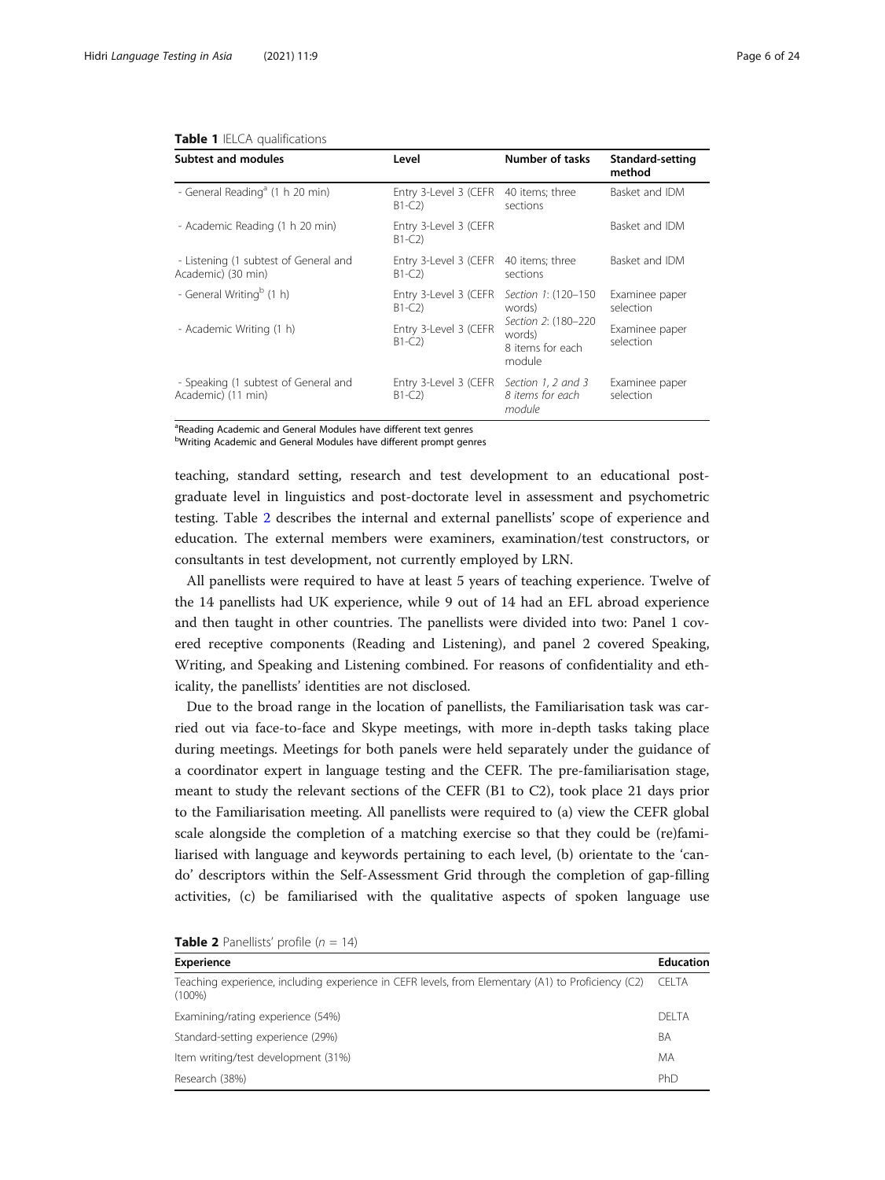**Table 1** IELCA qualifications

| Subtest and modules | Level | Number of tasks | Standard-setting method |
|---|---|---|---|
| - General Reading[a] (1 h 20 min) | Entry 3-Level 3 (CEFR B1-C2) | 40 items; three sections | Basket and IDM |
| - Academic Reading (1 h 20 min) | Entry 3-Level 3 (CEFR B1-C2) | | Basket and IDM |
| - Listening (1 subtest of General and Academic) (30 min) | Entry 3-Level 3 (CEFR B1-C2) | 40 items; three sections | Basket and IDM |
| - General Writing[b] (1 h) | Entry 3-Level 3 (CEFR B1-C2) | *Section 1*: (120–150 words) *Section 2*: (180–220 words) 8 items for each module | Examinee paper selection |
| - Academic Writing (1 h) | Entry 3-Level 3 (CEFR B1-C2) | | Examinee paper selection |
| - Speaking (1 subtest of General and Academic) (11 min) | Entry 3-Level 3 (CEFR B1-C2) | *Section 1, 2 and 3 8 items for each module* | Examinee paper selection |

[a]Reading Academic and General Modules have different text genres
[b]Writing Academic and General Modules have different prompt genres

teaching, standard setting, research and test development to an educational post-graduate level in linguistics and post-doctorate level in assessment and psychometric testing. Table 2 describes the internal and external panellists' scope of experience and education. The external members were examiners, examination/test constructors, or consultants in test development, not currently employed by LRN.

All panellists were required to have at least 5 years of teaching experience. Twelve of the 14 panellists had UK experience, while 9 out of 14 had an EFL abroad experience and then taught in other countries. The panellists were divided into two: Panel 1 covered receptive components (Reading and Listening), and panel 2 covered Speaking, Writing, and Speaking and Listening combined. For reasons of confidentiality and ethicality, the panellists' identities are not disclosed.

Due to the broad range in the location of panellists, the Familiarisation task was carried out via face-to-face and Skype meetings, with more in-depth tasks taking place during meetings. Meetings for both panels were held separately under the guidance of a coordinator expert in language testing and the CEFR. The pre-familiarisation stage, meant to study the relevant sections of the CEFR (B1 to C2), took place 21 days prior to the Familiarisation meeting. All panellists were required to (a) view the CEFR global scale alongside the completion of a matching exercise so that they could be (re)familiarised with language and keywords pertaining to each level, (b) orientate to the 'can-do' descriptors within the Self-Assessment Grid through the completion of gap-filling activities, (c) be familiarised with the qualitative aspects of spoken language use

**Table 2** Panellists' profile ($n$ = 14)

| Experience | Education |
|---|---|
| Teaching experience, including experience in CEFR levels, from Elementary (A1) to Proficiency (C2) (100%) | CELTA |
| Examining/rating experience (54%) | DELTA |
| Standard-setting experience (29%) | BA |
| Item writing/test development (31%) | MA |
| Research (38%) | PhD |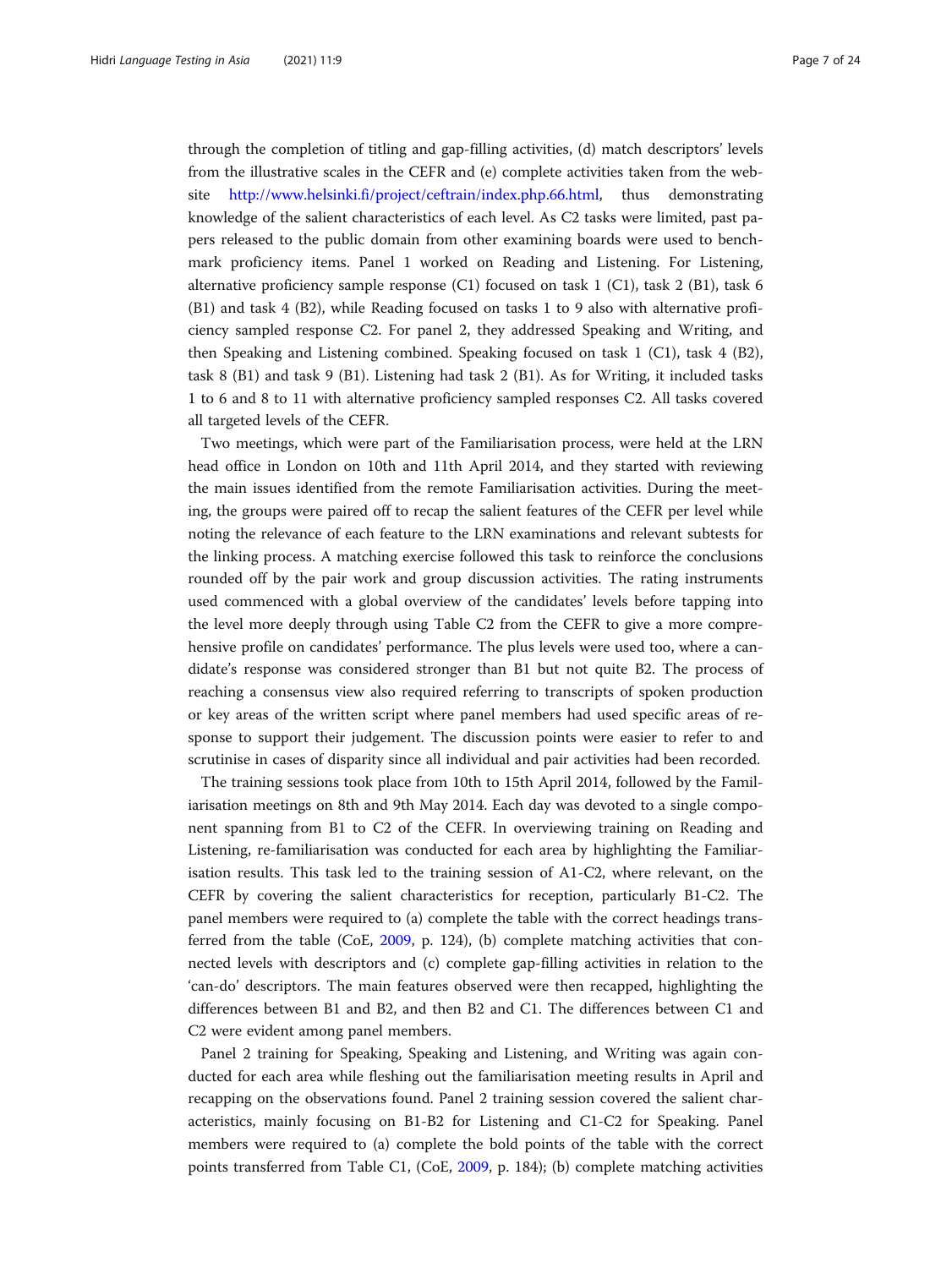through the completion of titling and gap-filling activities, (d) match descriptors' levels from the illustrative scales in the CEFR and (e) complete activities taken from the website http://www.helsinki.fi/project/ceftrain/index.php.66.html, thus demonstrating knowledge of the salient characteristics of each level. As C2 tasks were limited, past papers released to the public domain from other examining boards were used to benchmark proficiency items. Panel 1 worked on Reading and Listening. For Listening, alternative proficiency sample response (C1) focused on task 1 (C1), task 2 (B1), task 6 (B1) and task 4 (B2), while Reading focused on tasks 1 to 9 also with alternative proficiency sampled response C2. For panel 2, they addressed Speaking and Writing, and then Speaking and Listening combined. Speaking focused on task 1 (C1), task 4 (B2), task 8 (B1) and task 9 (B1). Listening had task 2 (B1). As for Writing, it included tasks 1 to 6 and 8 to 11 with alternative proficiency sampled responses C2. All tasks covered all targeted levels of the CEFR.

Two meetings, which were part of the Familiarisation process, were held at the LRN head office in London on 10th and 11th April 2014, and they started with reviewing the main issues identified from the remote Familiarisation activities. During the meeting, the groups were paired off to recap the salient features of the CEFR per level while noting the relevance of each feature to the LRN examinations and relevant subtests for the linking process. A matching exercise followed this task to reinforce the conclusions rounded off by the pair work and group discussion activities. The rating instruments used commenced with a global overview of the candidates' levels before tapping into the level more deeply through using Table C2 from the CEFR to give a more comprehensive profile on candidates' performance. The plus levels were used too, where a candidate's response was considered stronger than B1 but not quite B2. The process of reaching a consensus view also required referring to transcripts of spoken production or key areas of the written script where panel members had used specific areas of response to support their judgement. The discussion points were easier to refer to and scrutinise in cases of disparity since all individual and pair activities had been recorded.

The training sessions took place from 10th to 15th April 2014, followed by the Familiarisation meetings on 8th and 9th May 2014. Each day was devoted to a single component spanning from B1 to C2 of the CEFR. In overviewing training on Reading and Listening, re-familiarisation was conducted for each area by highlighting the Familiarisation results. This task led to the training session of A1-C2, where relevant, on the CEFR by covering the salient characteristics for reception, particularly B1-C2. The panel members were required to (a) complete the table with the correct headings transferred from the table (CoE, 2009, p. 124), (b) complete matching activities that connected levels with descriptors and (c) complete gap-filling activities in relation to the 'can-do' descriptors. The main features observed were then recapped, highlighting the differences between B1 and B2, and then B2 and C1. The differences between C1 and C2 were evident among panel members.

Panel 2 training for Speaking, Speaking and Listening, and Writing was again conducted for each area while fleshing out the familiarisation meeting results in April and recapping on the observations found. Panel 2 training session covered the salient characteristics, mainly focusing on B1-B2 for Listening and C1-C2 for Speaking. Panel members were required to (a) complete the bold points of the table with the correct points transferred from Table C1, (CoE, 2009, p. 184); (b) complete matching activities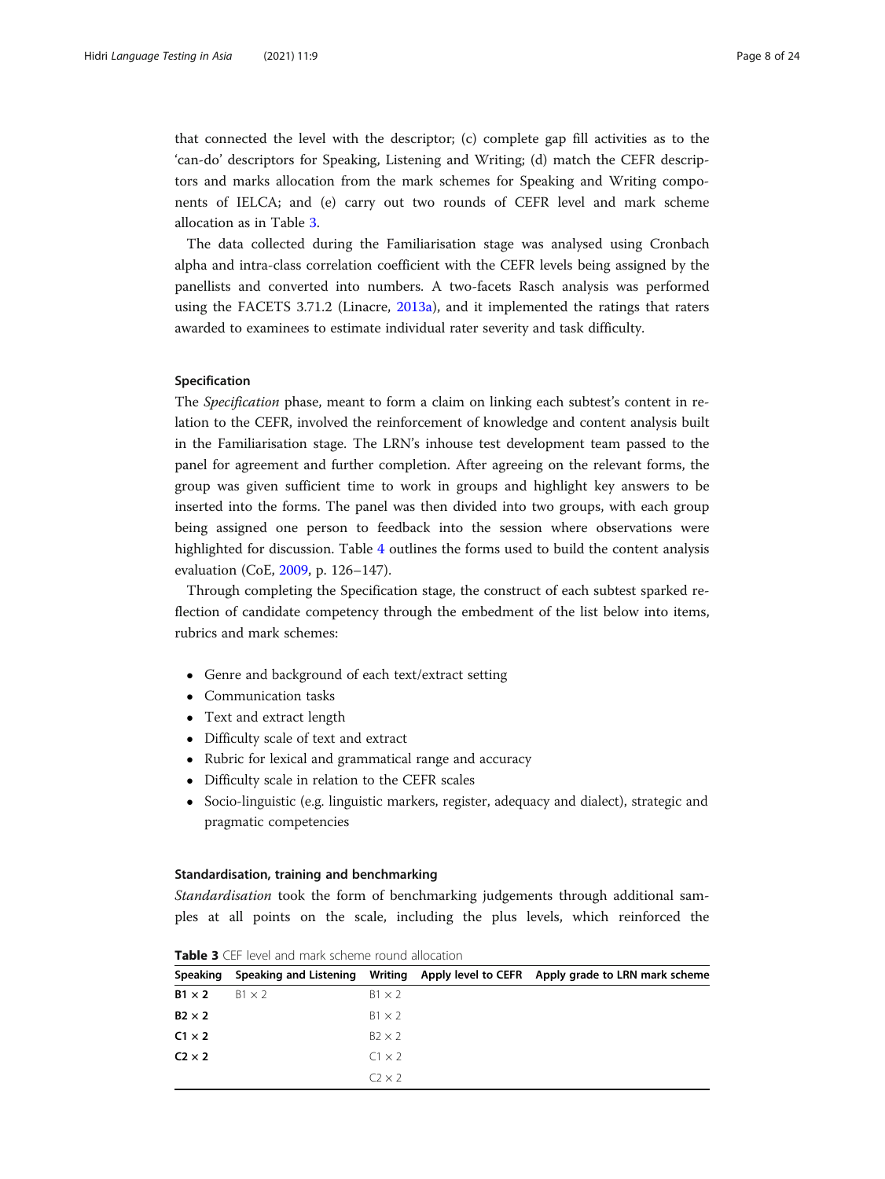that connected the level with the descriptor; (c) complete gap fill activities as to the 'can-do' descriptors for Speaking, Listening and Writing; (d) match the CEFR descriptors and marks allocation from the mark schemes for Speaking and Writing components of IELCA; and (e) carry out two rounds of CEFR level and mark scheme allocation as in Table 3.

The data collected during the Familiarisation stage was analysed using Cronbach alpha and intra-class correlation coefficient with the CEFR levels being assigned by the panellists and converted into numbers. A two-facets Rasch analysis was performed using the FACETS 3.71.2 (Linacre, 2013a), and it implemented the ratings that raters awarded to examinees to estimate individual rater severity and task difficulty.

#### Specification

The *Specification* phase, meant to form a claim on linking each subtest's content in relation to the CEFR, involved the reinforcement of knowledge and content analysis built in the Familiarisation stage. The LRN's inhouse test development team passed to the panel for agreement and further completion. After agreeing on the relevant forms, the group was given sufficient time to work in groups and highlight key answers to be inserted into the forms. The panel was then divided into two groups, with each group being assigned one person to feedback into the session where observations were highlighted for discussion. Table 4 outlines the forms used to build the content analysis evaluation (CoE, 2009, p. 126–147).

Through completing the Specification stage, the construct of each subtest sparked reflection of candidate competency through the embedment of the list below into items, rubrics and mark schemes:

- Genre and background of each text/extract setting
- Communication tasks
- Text and extract length
- Difficulty scale of text and extract
- Rubric for lexical and grammatical range and accuracy
- Difficulty scale in relation to the CEFR scales
- Socio-linguistic (e.g. linguistic markers, register, adequacy and dialect), strategic and pragmatic competencies

#### Standardisation, training and benchmarking

*Standardisation* took the form of benchmarking judgements through additional samples at all points on the scale, including the plus levels, which reinforced the

**Table 3** CEF level and mark scheme round allocation

| Speaking | Speaking and Listening | Writing | Apply level to CEFR | Apply grade to LRN mark scheme |
|---|---|---|---|---|
| **B1 × 2** | B1 × 2 | B1 × 2 | | |
| **B2 × 2** | | B1 × 2 | | |
| **C1 × 2** | | B2 × 2 | | |
| **C2 × 2** | | C1 × 2 | | |
| | | C2 × 2 | | |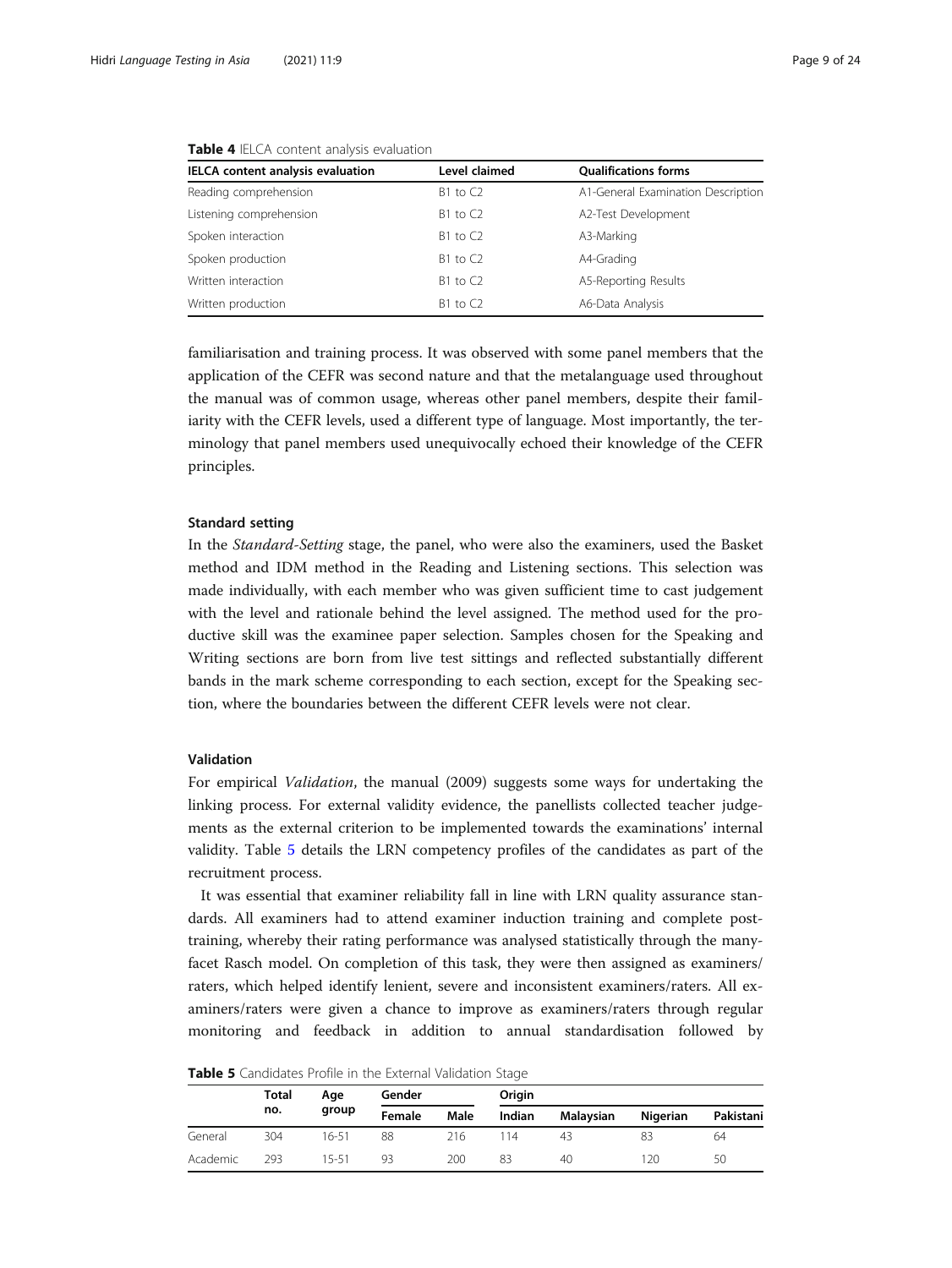**Table 4** IELCA content analysis evaluation

| IELCA content analysis evaluation | Level claimed | Qualifications forms |
|---|---|---|
| Reading comprehension | B1 to C2 | A1-General Examination Description |
| Listening comprehension | B1 to C2 | A2-Test Development |
| Spoken interaction | B1 to C2 | A3-Marking |
| Spoken production | B1 to C2 | A4-Grading |
| Written interaction | B1 to C2 | A5-Reporting Results |
| Written production | B1 to C2 | A6-Data Analysis |

familiarisation and training process. It was observed with some panel members that the application of the CEFR was second nature and that the metalanguage used throughout the manual was of common usage, whereas other panel members, despite their familiarity with the CEFR levels, used a different type of language. Most importantly, the terminology that panel members used unequivocally echoed their knowledge of the CEFR principles.

### Standard setting

In the *Standard-Setting* stage, the panel, who were also the examiners, used the Basket method and IDM method in the Reading and Listening sections. This selection was made individually, with each member who was given sufficient time to cast judgement with the level and rationale behind the level assigned. The method used for the productive skill was the examinee paper selection. Samples chosen for the Speaking and Writing sections are born from live test sittings and reflected substantially different bands in the mark scheme corresponding to each section, except for the Speaking section, where the boundaries between the different CEFR levels were not clear.

### Validation

For empirical *Validation*, the manual (2009) suggests some ways for undertaking the linking process. For external validity evidence, the panellists collected teacher judgements as the external criterion to be implemented towards the examinations' internal validity. Table 5 details the LRN competency profiles of the candidates as part of the recruitment process.

It was essential that examiner reliability fall in line with LRN quality assurance standards. All examiners had to attend examiner induction training and complete post-training, whereby their rating performance was analysed statistically through the many-facet Rasch model. On completion of this task, they were then assigned as examiners/raters, which helped identify lenient, severe and inconsistent examiners/raters. All examiners/raters were given a chance to improve as examiners/raters through regular monitoring and feedback in addition to annual standardisation followed by

**Table 5** Candidates Profile in the External Validation Stage

| | Total no. | Age group | Gender | | Origin | | | |
|---|---|---|---|---|---|---|---|---|
| | | | Female | Male | Indian | Malaysian | Nigerian | Pakistani |
| General | 304 | 16-51 | 88 | 216 | 114 | 43 | 83 | 64 |
| Academic | 293 | 15-51 | 93 | 200 | 83 | 40 | 120 | 50 |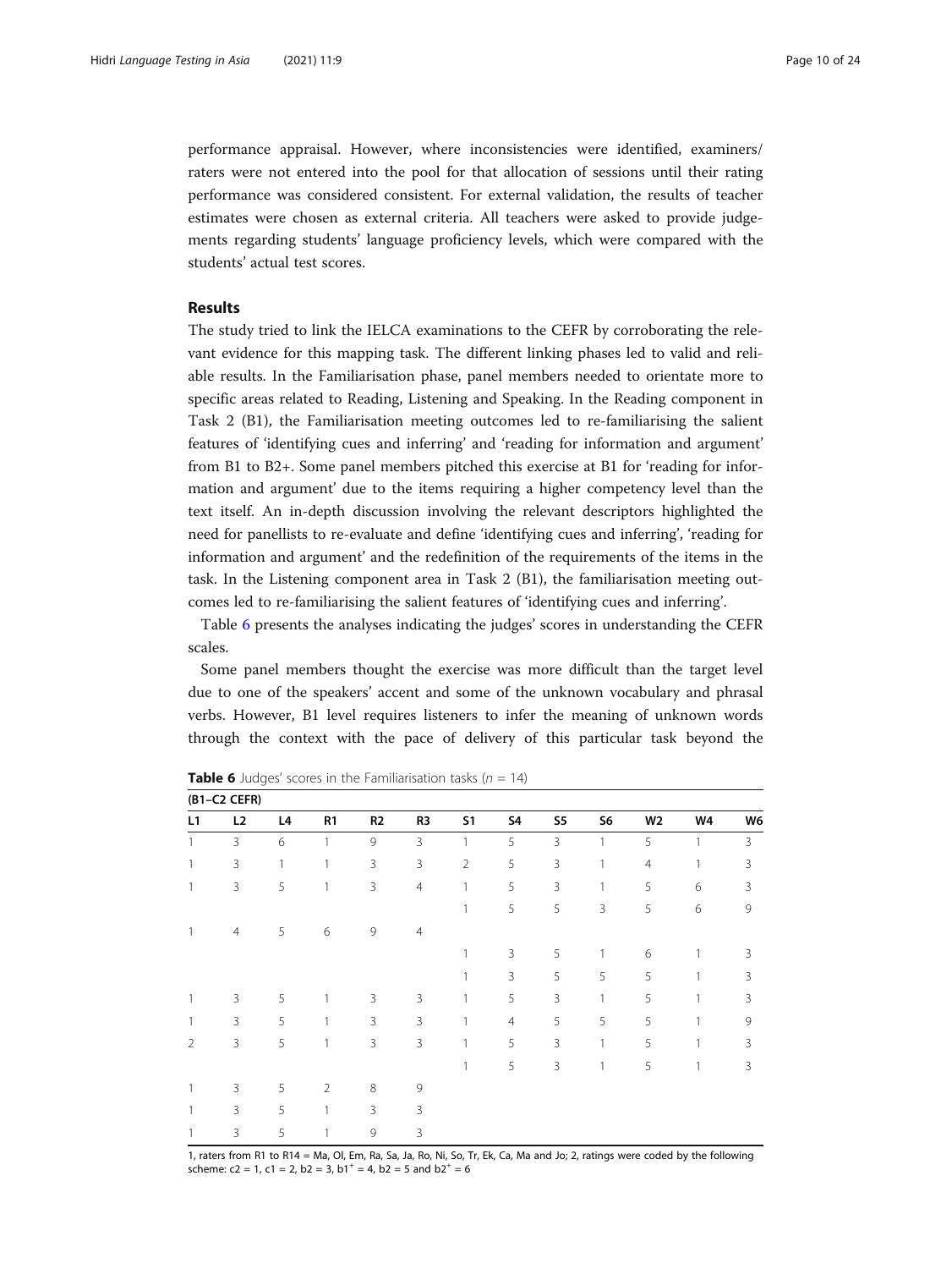performance appraisal. However, where inconsistencies were identified, examiners/raters were not entered into the pool for that allocation of sessions until their rating performance was considered consistent. For external validation, the results of teacher estimates were chosen as external criteria. All teachers were asked to provide judgements regarding students' language proficiency levels, which were compared with the students' actual test scores.

## Results

The study tried to link the IELCA examinations to the CEFR by corroborating the relevant evidence for this mapping task. The different linking phases led to valid and reliable results. In the Familiarisation phase, panel members needed to orientate more to specific areas related to Reading, Listening and Speaking. In the Reading component in Task 2 (B1), the Familiarisation meeting outcomes led to re-familiarising the salient features of 'identifying cues and inferring' and 'reading for information and argument' from B1 to B2+. Some panel members pitched this exercise at B1 for 'reading for information and argument' due to the items requiring a higher competency level than the text itself. An in-depth discussion involving the relevant descriptors highlighted the need for panellists to re-evaluate and define 'identifying cues and inferring', 'reading for information and argument' and the redefinition of the requirements of the items in the task. In the Listening component area in Task 2 (B1), the familiarisation meeting outcomes led to re-familiarising the salient features of 'identifying cues and inferring'.

Table 6 presents the analyses indicating the judges' scores in understanding the CEFR scales.

Some panel members thought the exercise was more difficult than the target level due to one of the speakers' accent and some of the unknown vocabulary and phrasal verbs. However, B1 level requires listeners to infer the meaning of unknown words through the context with the pace of delivery of this particular task beyond the

**Table 6** Judges' scores in the Familiarisation tasks ($n$ = 14)

| (B1–C2 CEFR) | | | | | | | | | | | | |
|---|---|---|---|---|---|---|---|---|---|---|---|---|
| L1 | L2 | L4 | R1 | R2 | R3 | S1 | S4 | S5 | S6 | W2 | W4 | W6 |
| 1 | 3 | 6 | 1 | 9 | 3 | 1 | 5 | 3 | 1 | 5 | 1 | 3 |
| 1 | 3 | 1 | 1 | 3 | 3 | 2 | 5 | 3 | 1 | 4 | 1 | 3 |
| 1 | 3 | 5 | 1 | 3 | 4 | 1 | 5 | 3 | 1 | 5 | 6 | 3 |
| | | | | | | 1 | 5 | 5 | 3 | 5 | 6 | 9 |
| 1 | 4 | 5 | 6 | 9 | 4 | | | | | | | |
| | | | | | | 1 | 3 | 5 | 1 | 6 | 1 | 3 |
| | | | | | | 1 | 3 | 5 | 5 | 5 | 1 | 3 |
| 1 | 3 | 5 | 1 | 3 | 3 | 1 | 5 | 3 | 1 | 5 | 1 | 3 |
| 1 | 3 | 5 | 1 | 3 | 3 | 1 | 4 | 5 | 5 | 5 | 1 | 9 |
| 2 | 3 | 5 | 1 | 3 | 3 | 1 | 5 | 3 | 1 | 5 | 1 | 3 |
| | | | | | | 1 | 5 | 3 | 1 | 5 | 1 | 3 |
| 1 | 3 | 5 | 2 | 8 | 9 | | | | | | | |
| 1 | 3 | 5 | 1 | 3 | 3 | | | | | | | |
| 1 | 3 | 5 | 1 | 9 | 3 | | | | | | | |

1, raters from R1 to R14 = Ma, Ol, Em, Ra, Sa, Ja, Ro, Ni, So, Tr, Ek, Ca, Ma and Jo; 2, ratings were coded by the following scheme: c2 = 1, c1 = 2, b2 = 3, b1+ = 4, b2 = 5 and b2+ = 6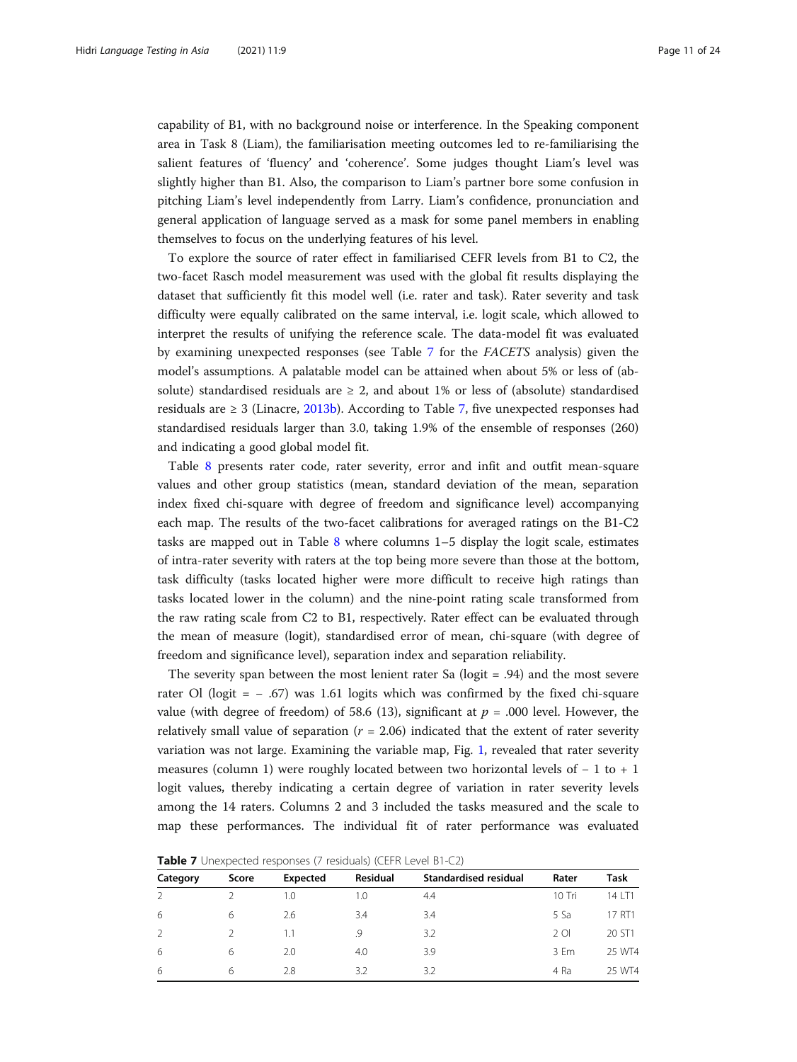capability of B1, with no background noise or interference. In the Speaking component area in Task 8 (Liam), the familiarisation meeting outcomes led to re-familiarising the salient features of 'fluency' and 'coherence'. Some judges thought Liam's level was slightly higher than B1. Also, the comparison to Liam's partner bore some confusion in pitching Liam's level independently from Larry. Liam's confidence, pronunciation and general application of language served as a mask for some panel members in enabling themselves to focus on the underlying features of his level.

To explore the source of rater effect in familiarised CEFR levels from B1 to C2, the two-facet Rasch model measurement was used with the global fit results displaying the dataset that sufficiently fit this model well (i.e. rater and task). Rater severity and task difficulty were equally calibrated on the same interval, i.e. logit scale, which allowed to interpret the results of unifying the reference scale. The data-model fit was evaluated by examining unexpected responses (see Table 7 for the *FACETS* analysis) given the model's assumptions. A palatable model can be attained when about 5% or less of (absolute) standardised residuals are $\geq 2$, and about 1% or less of (absolute) standardised residuals are $\geq 3$ (Linacre, 2013b). According to Table 7, five unexpected responses had standardised residuals larger than 3.0, taking 1.9% of the ensemble of responses (260) and indicating a good global model fit.

Table 8 presents rater code, rater severity, error and infit and outfit mean-square values and other group statistics (mean, standard deviation of the mean, separation index fixed chi-square with degree of freedom and significance level) accompanying each map. The results of the two-facet calibrations for averaged ratings on the B1-C2 tasks are mapped out in Table 8 where columns 1–5 display the logit scale, estimates of intra-rater severity with raters at the top being more severe than those at the bottom, task difficulty (tasks located higher were more difficult to receive high ratings than tasks located lower in the column) and the nine-point rating scale transformed from the raw rating scale from C2 to B1, respectively. Rater effect can be evaluated through the mean of measure (logit), standardised error of mean, chi-square (with degree of freedom and significance level), separation index and separation reliability.

The severity span between the most lenient rater Sa (logit = .94) and the most severe rater Ol (logit = − .67) was 1.61 logits which was confirmed by the fixed chi-square value (with degree of freedom) of 58.6 (13), significant at $p$ = .000 level. However, the relatively small value of separation ($r$ = 2.06) indicated that the extent of rater severity variation was not large. Examining the variable map, Fig. 1, revealed that rater severity measures (column 1) were roughly located between two horizontal levels of − 1 to + 1 logit values, thereby indicating a certain degree of variation in rater severity levels among the 14 raters. Columns 2 and 3 included the tasks measured and the scale to map these performances. The individual fit of rater performance was evaluated

**Table 7** Unexpected responses (7 residuals) (CEFR Level B1-C2)

| Category | Score | Expected | Residual | Standardised residual | Rater | Task |
|---|---|---|---|---|---|---|
| 2 | 2 | 1.0 | 1.0 | 4.4 | 10 Tri | 14 LT1 |
| 6 | 6 | 2.6 | 3.4 | 3.4 | 5 Sa | 17 RT1 |
| 2 | 2 | 1.1 | .9 | 3.2 | 2 Ol | 20 ST1 |
| 6 | 6 | 2.0 | 4.0 | 3.9 | 3 Em | 25 WT4 |
| 6 | 6 | 2.8 | 3.2 | 3.2 | 4 Ra | 25 WT4 |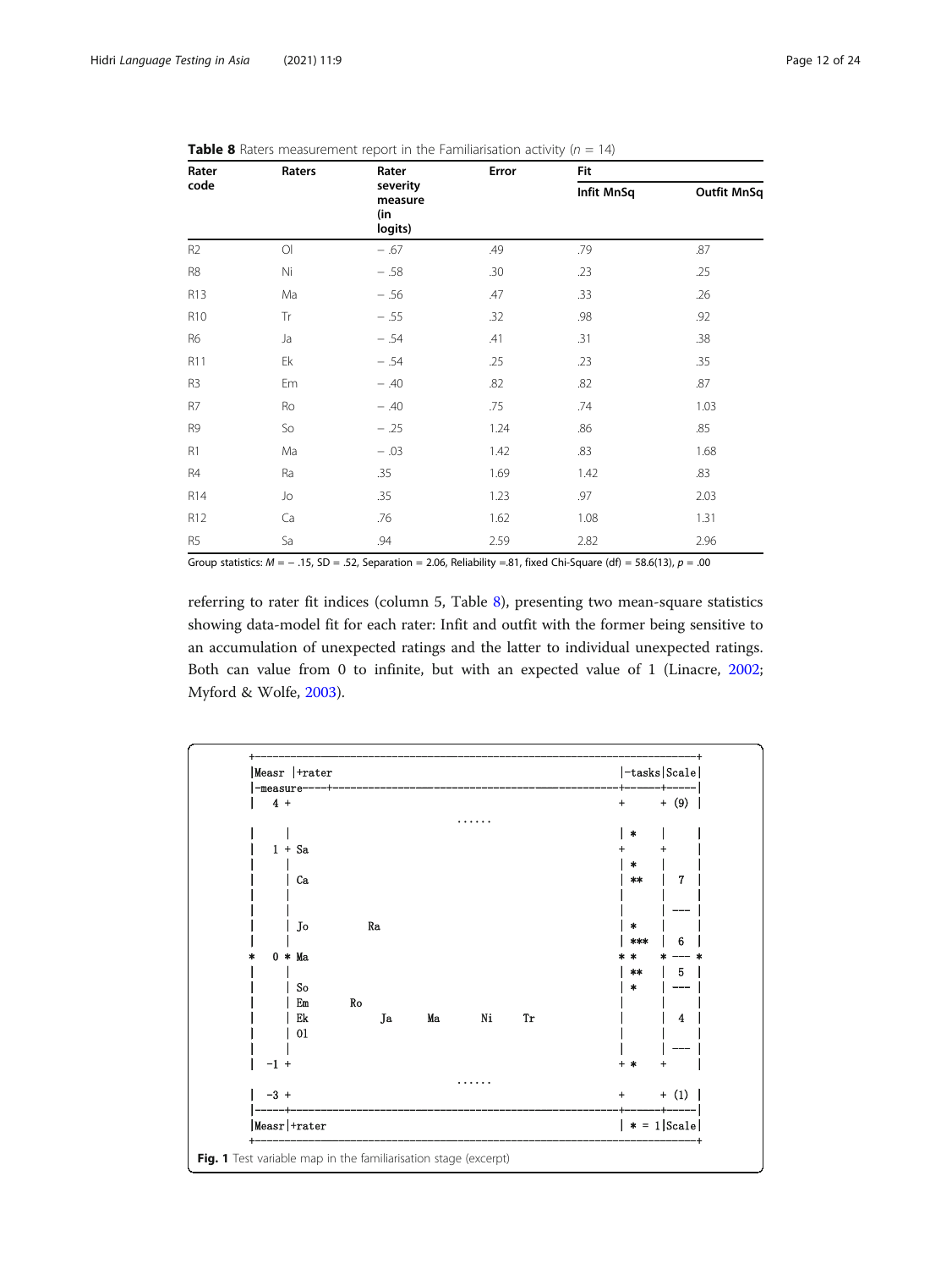**Table 8** Raters measurement report in the Familiarisation activity ($n$ = 14)

| Rater code | Raters | Rater severity measure (in logits) | Error | Fit | |
|---|---|---|---|---|---|
| | | | | Infit MnSq | Outfit MnSq |
| R2 | Ol | − .67 | .49 | .79 | .87 |
| R8 | Ni | − .58 | .30 | .23 | .25 |
| R13 | Ma | − .56 | .47 | .33 | .26 |
| R10 | Tr | − .55 | .32 | .98 | .92 |
| R6 | Ja | − .54 | .41 | .31 | .38 |
| R11 | Ek | − .54 | .25 | .23 | .35 |
| R3 | Em | − .40 | .82 | .82 | .87 |
| R7 | Ro | − .40 | .75 | .74 | 1.03 |
| R9 | So | − .25 | 1.24 | .86 | .85 |
| R1 | Ma | − .03 | 1.42 | .83 | 1.68 |
| R4 | Ra | .35 | 1.69 | 1.42 | .83 |
| R14 | Jo | .35 | 1.23 | .97 | 2.03 |
| R12 | Ca | .76 | 1.62 | 1.08 | 1.31 |
| R5 | Sa | .94 | 2.59 | 2.82 | 2.96 |

Group statistics: $M$ = − .15, SD = .52, Separation = 2.06, Reliability =.81, fixed Chi-Square (df) = 58.6(13), $p$ = .00

referring to rater fit indices (column 5, Table 8), presenting two mean-square statistics showing data-model fit for each rater: Infit and outfit with the former being sensitive to an accumulation of unexpected ratings and the latter to individual unexpected ratings. Both can value from 0 to infinite, but with an expected value of 1 (Linacre, 2002; Myford & Wolfe, 2003).

```
+-------------------------------------------------------------------------------+
|Measr |+rater                                                  |-tasks|Scale|
|-measure----+--------------------------------------------------+------+-----|
|   4 +                                                         +      + (9) |
                              ......
|     |                                                         | *    |     |
|   1 + Sa                                                      +      +     |
|     |                                                         | *    |     |
|     | Ca                                                      | **   |  7  |
|     |                                                         |      |     |
|     |                                                         |      | --- |
|     | Jo          Ra                                          | *    |     |
|     |                                                         | ***  |  6  |
*   0 * Ma                                                      * *    * --- *
|     |                                                         | **   |  5  |
|     | So                                                      | *    | --- |
|     | Em        Ro                                            |      |     |
|     | Ek            Ja       Ma       Ni       Tr             |      |  4  |
|     | Ol                                                      |      |     |
|     |                                                         |      | --- |
|  -1 +                                                         + *    +     |
                              ......
|  -3 +                                                         +      + (1) |
|-----+---------------------------------------------------------+------+-----|
|Measr|+rater                                                   | * = 1|Scale|
+-------------------------------------------------------------------------------+
```

**Fig. 1** Test variable map in the familiarisation stage (excerpt)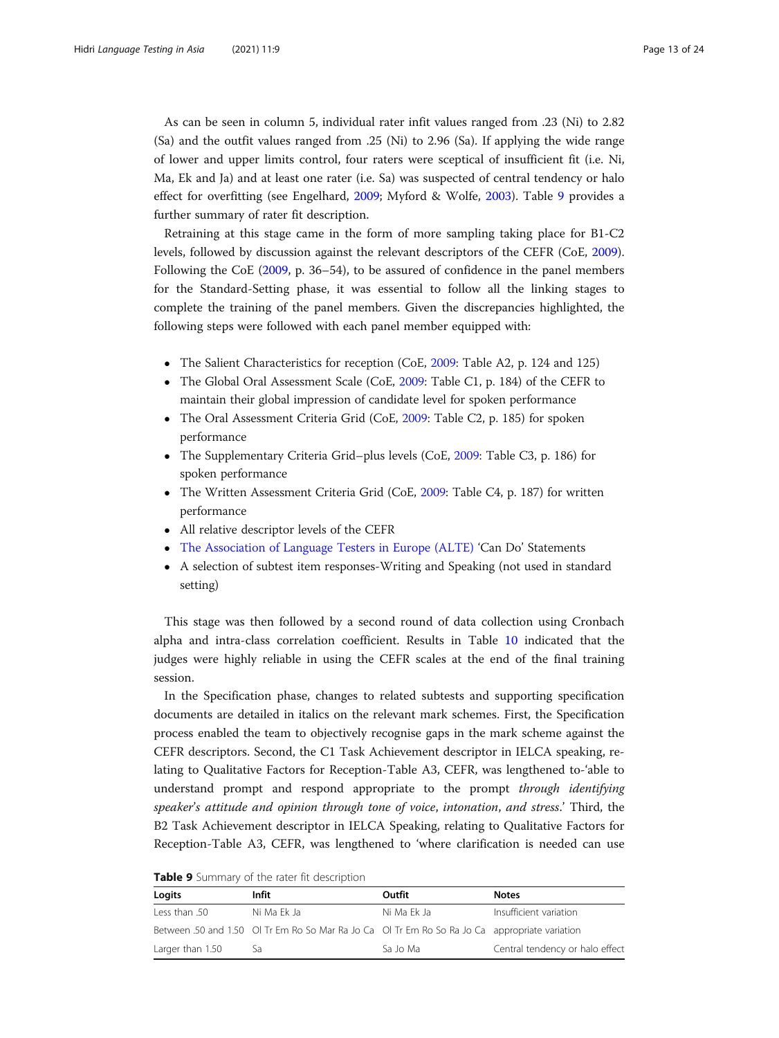As can be seen in column 5, individual rater infit values ranged from .23 (Ni) to 2.82 (Sa) and the outfit values ranged from .25 (Ni) to 2.96 (Sa). If applying the wide range of lower and upper limits control, four raters were sceptical of insufficient fit (i.e. Ni, Ma, Ek and Ja) and at least one rater (i.e. Sa) was suspected of central tendency or halo effect for overfitting (see Engelhard, 2009; Myford & Wolfe, 2003). Table 9 provides a further summary of rater fit description.

Retraining at this stage came in the form of more sampling taking place for B1-C2 levels, followed by discussion against the relevant descriptors of the CEFR (CoE, 2009). Following the CoE (2009, p. 36–54), to be assured of confidence in the panel members for the Standard-Setting phase, it was essential to follow all the linking stages to complete the training of the panel members. Given the discrepancies highlighted, the following steps were followed with each panel member equipped with:

- The Salient Characteristics for reception (CoE, 2009: Table A2, p. 124 and 125)
- The Global Oral Assessment Scale (CoE, 2009: Table C1, p. 184) of the CEFR to maintain their global impression of candidate level for spoken performance
- The Oral Assessment Criteria Grid (CoE, 2009: Table C2, p. 185) for spoken performance
- The Supplementary Criteria Grid–plus levels (CoE, 2009: Table C3, p. 186) for spoken performance
- The Written Assessment Criteria Grid (CoE, 2009: Table C4, p. 187) for written performance
- All relative descriptor levels of the CEFR
- The Association of Language Testers in Europe (ALTE) 'Can Do' Statements
- A selection of subtest item responses-Writing and Speaking (not used in standard setting)

This stage was then followed by a second round of data collection using Cronbach alpha and intra-class correlation coefficient. Results in Table 10 indicated that the judges were highly reliable in using the CEFR scales at the end of the final training session.

In the Specification phase, changes to related subtests and supporting specification documents are detailed in italics on the relevant mark schemes. First, the Specification process enabled the team to objectively recognise gaps in the mark scheme against the CEFR descriptors. Second, the C1 Task Achievement descriptor in IELCA speaking, relating to Qualitative Factors for Reception-Table A3, CEFR, was lengthened to-'able to understand prompt and respond appropriate to the prompt *through identifying speaker's attitude and opinion through tone of voice*, *intonation*, *and stress*.' Third, the B2 Task Achievement descriptor in IELCA Speaking, relating to Qualitative Factors for Reception-Table A3, CEFR, was lengthened to 'where clarification is needed can use

**Table 9** Summary of the rater fit description

| Logits | Infit | Outfit | Notes |
|---|---|---|---|
| Less than .50 | Ni Ma Ek Ja | Ni Ma Ek Ja | Insufficient variation |
| Between .50 and 1.50 | Ol Tr Em Ro So Mar Ra Jo Ca | Ol Tr Em Ro So Ra Jo Ca | appropriate variation |
| Larger than 1.50 | Sa | Sa Jo Ma | Central tendency or halo effect |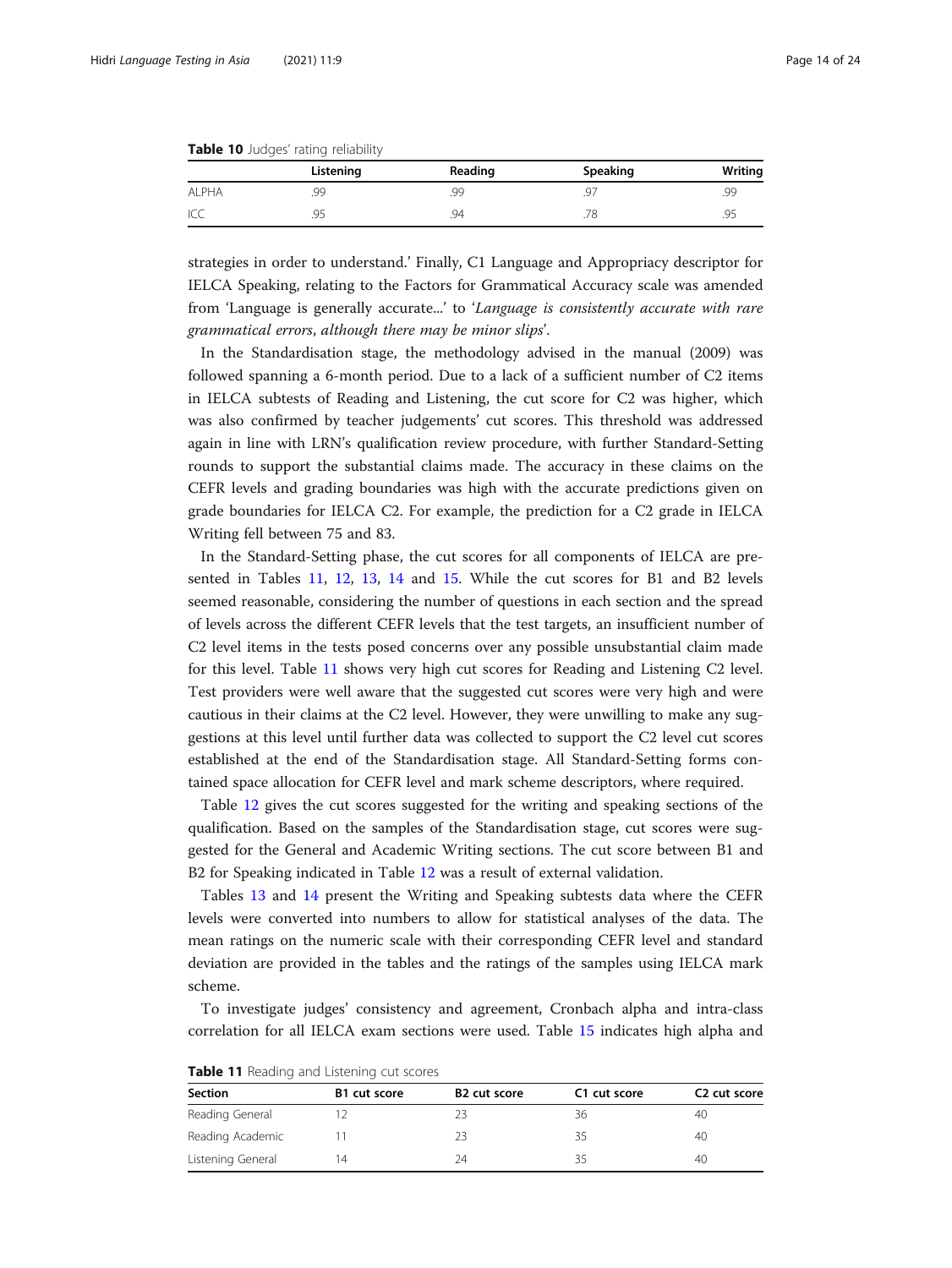**Table 10** Judges' rating reliability

| | Listening | Reading | Speaking | Writing |
|---|---|---|---|---|
| ALPHA | .99 | .99 | .97 | .99 |
| ICC | .95 | .94 | .78 | .95 |

strategies in order to understand.' Finally, C1 Language and Appropriacy descriptor for IELCA Speaking, relating to the Factors for Grammatical Accuracy scale was amended from 'Language is generally accurate...' to '*Language is consistently accurate with rare grammatical errors, although there may be minor slips*'.

In the Standardisation stage, the methodology advised in the manual (2009) was followed spanning a 6-month period. Due to a lack of a sufficient number of C2 items in IELCA subtests of Reading and Listening, the cut score for C2 was higher, which was also confirmed by teacher judgements' cut scores. This threshold was addressed again in line with LRN's qualification review procedure, with further Standard-Setting rounds to support the substantial claims made. The accuracy in these claims on the CEFR levels and grading boundaries was high with the accurate predictions given on grade boundaries for IELCA C2. For example, the prediction for a C2 grade in IELCA Writing fell between 75 and 83.

In the Standard-Setting phase, the cut scores for all components of IELCA are presented in Tables 11, 12, 13, 14 and 15. While the cut scores for B1 and B2 levels seemed reasonable, considering the number of questions in each section and the spread of levels across the different CEFR levels that the test targets, an insufficient number of C2 level items in the tests posed concerns over any possible unsubstantial claim made for this level. Table 11 shows very high cut scores for Reading and Listening C2 level. Test providers were well aware that the suggested cut scores were very high and were cautious in their claims at the C2 level. However, they were unwilling to make any suggestions at this level until further data was collected to support the C2 level cut scores established at the end of the Standardisation stage. All Standard-Setting forms contained space allocation for CEFR level and mark scheme descriptors, where required.

Table 12 gives the cut scores suggested for the writing and speaking sections of the qualification. Based on the samples of the Standardisation stage, cut scores were suggested for the General and Academic Writing sections. The cut score between B1 and B2 for Speaking indicated in Table 12 was a result of external validation.

Tables 13 and 14 present the Writing and Speaking subtests data where the CEFR levels were converted into numbers to allow for statistical analyses of the data. The mean ratings on the numeric scale with their corresponding CEFR level and standard deviation are provided in the tables and the ratings of the samples using IELCA mark scheme.

To investigate judges' consistency and agreement, Cronbach alpha and intra-class correlation for all IELCA exam sections were used. Table 15 indicates high alpha and

**Table 11** Reading and Listening cut scores

| Section | B1 cut score | B2 cut score | C1 cut score | C2 cut score |
|---|---|---|---|---|
| Reading General | 12 | 23 | 36 | 40 |
| Reading Academic | 11 | 23 | 35 | 40 |
| Listening General | 14 | 24 | 35 | 40 |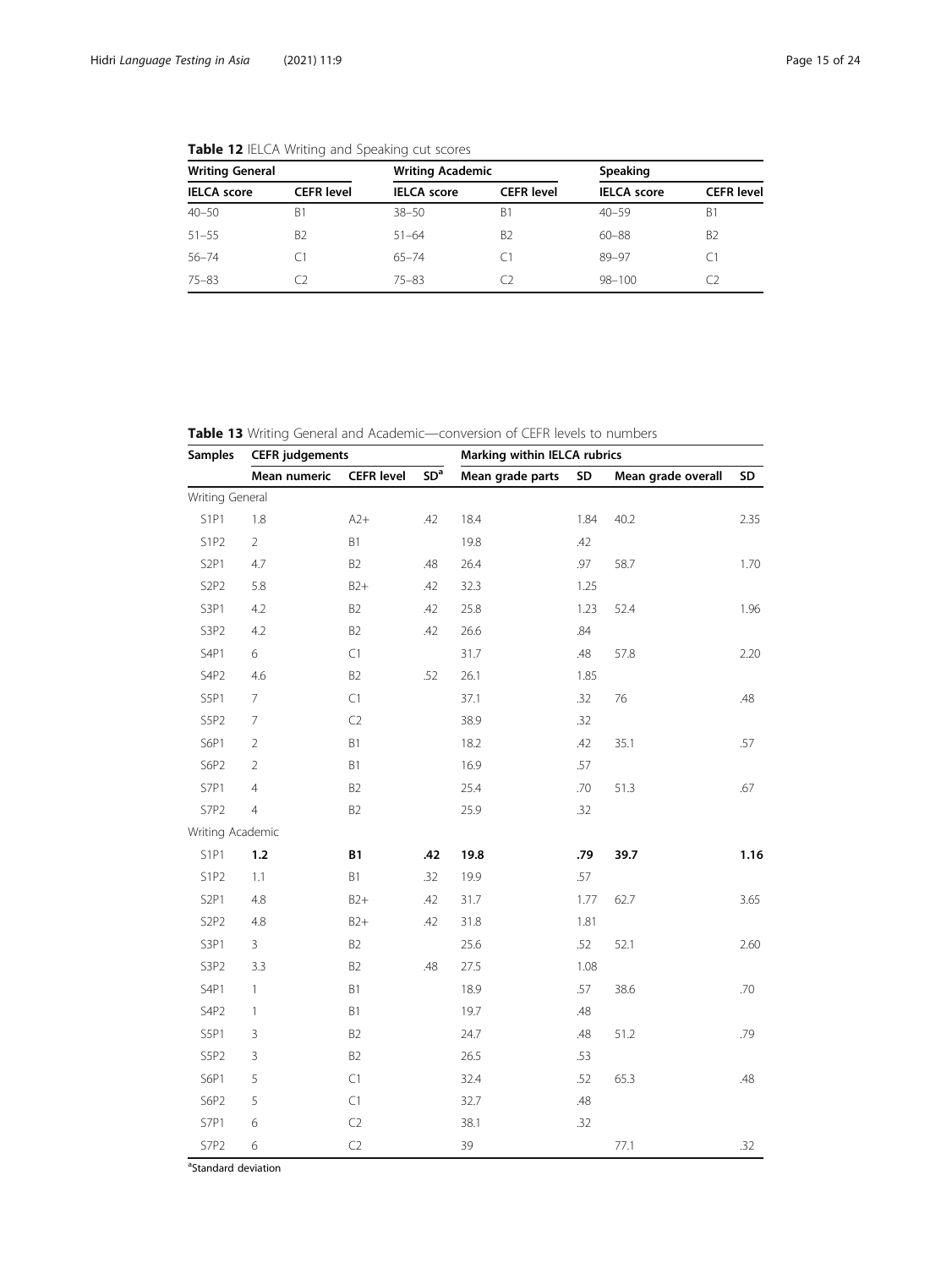**Table 12** IELCA Writing and Speaking cut scores

| Writing General | | Writing Academic | | Speaking | |
|---|---|---|---|---|---|
| IELCA score | CEFR level | IELCA score | CEFR level | IELCA score | CEFR level |
| 40–50 | B1 | 38–50 | B1 | 40–59 | B1 |
| 51–55 | B2 | 51–64 | B2 | 60–88 | B2 |
| 56–74 | C1 | 65–74 | C1 | 89–97 | C1 |
| 75–83 | C2 | 75–83 | C2 | 98–100 | C2 |

**Table 13** Writing General and Academic—conversion of CEFR levels to numbers

| Samples | CEFR judgements | | | Marking within IELCA rubrics | | | |
|---|---|---|---|---|---|---|---|
| | Mean numeric | CEFR level | SD[a] | Mean grade parts | SD | Mean grade overall | SD |
| Writing General | | | | | | | |
| S1P1 | 1.8 | A2+ | .42 | 18.4 | 1.84 | 40.2 | 2.35 |
| S1P2 | 2 | B1 | | 19.8 | .42 | | |
| S2P1 | 4.7 | B2 | .48 | 26.4 | .97 | 58.7 | 1.70 |
| S2P2 | 5.8 | B2+ | .42 | 32.3 | 1.25 | | |
| S3P1 | 4.2 | B2 | .42 | 25.8 | 1.23 | 52.4 | 1.96 |
| S3P2 | 4.2 | B2 | .42 | 26.6 | .84 | | |
| S4P1 | 6 | C1 | | 31.7 | .48 | 57.8 | 2.20 |
| S4P2 | 4.6 | B2 | .52 | 26.1 | 1.85 | | |
| S5P1 | 7 | C1 | | 37.1 | .32 | 76 | .48 |
| S5P2 | 7 | C2 | | 38.9 | .32 | | |
| S6P1 | 2 | B1 | | 18.2 | .42 | 35.1 | .57 |
| S6P2 | 2 | B1 | | 16.9 | .57 | | |
| S7P1 | 4 | B2 | | 25.4 | .70 | 51.3 | .67 |
| S7P2 | 4 | B2 | | 25.9 | .32 | | |
| Writing Academic | | | | | | | |
| S1P1 | **1.2** | **B1** | **.42** | **19.8** | **.79** | **39.7** | **1.16** |
| S1P2 | 1.1 | B1 | .32 | 19.9 | .57 | | |
| S2P1 | 4.8 | B2+ | .42 | 31.7 | 1.77 | 62.7 | 3.65 |
| S2P2 | 4.8 | B2+ | .42 | 31.8 | 1.81 | | |
| S3P1 | 3 | B2 | | 25.6 | .52 | 52.1 | 2.60 |
| S3P2 | 3.3 | B2 | .48 | 27.5 | 1.08 | | |
| S4P1 | 1 | B1 | | 18.9 | .57 | 38.6 | .70 |
| S4P2 | 1 | B1 | | 19.7 | .48 | | |
| S5P1 | 3 | B2 | | 24.7 | .48 | 51.2 | .79 |
| S5P2 | 3 | B2 | | 26.5 | .53 | | |
| S6P1 | 5 | C1 | | 32.4 | .52 | 65.3 | .48 |
| S6P2 | 5 | C1 | | 32.7 | .48 | | |
| S7P1 | 6 | C2 | | 38.1 | .32 | | |
| S7P2 | 6 | C2 | | 39 | | 77.1 | .32 |

[a]Standard deviation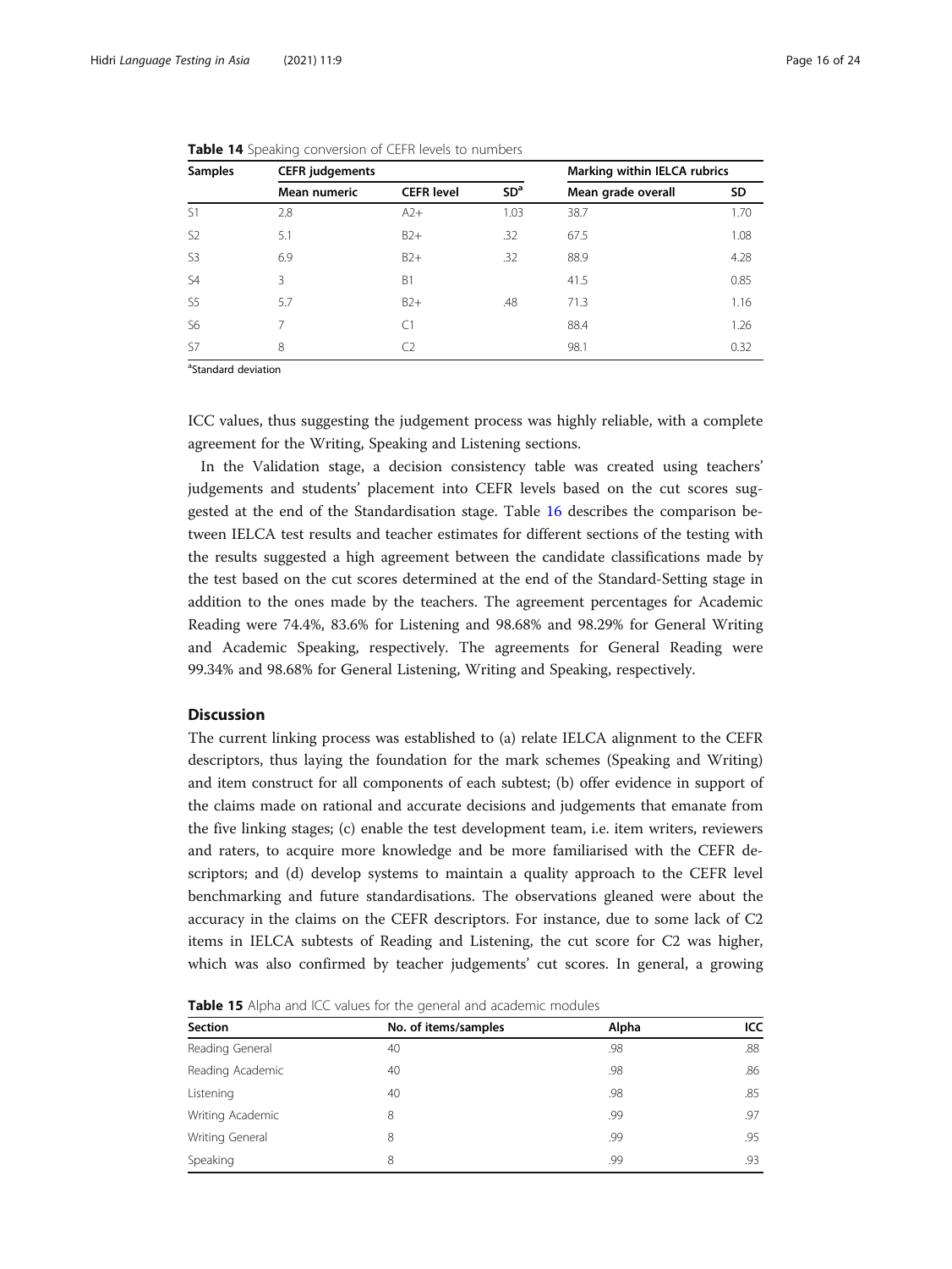**Table 14** Speaking conversion of CEFR levels to numbers

| Samples | CEFR judgements | | | Marking within IELCA rubrics | |
|---|---|---|---|---|---|
| | Mean numeric | CEFR level | SD[a] | Mean grade overall | SD |
| S1 | 2.8 | A2+ | 1.03 | 38.7 | 1.70 |
| S2 | 5.1 | B2+ | .32 | 67.5 | 1.08 |
| S3 | 6.9 | B2+ | .32 | 88.9 | 4.28 |
| S4 | 3 | B1 | | 41.5 | 0.85 |
| S5 | 5.7 | B2+ | .48 | 71.3 | 1.16 |
| S6 | 7 | C1 | | 88.4 | 1.26 |
| S7 | 8 | C2 | | 98.1 | 0.32 |

[a]Standard deviation

ICC values, thus suggesting the judgement process was highly reliable, with a complete agreement for the Writing, Speaking and Listening sections.

In the Validation stage, a decision consistency table was created using teachers' judgements and students' placement into CEFR levels based on the cut scores suggested at the end of the Standardisation stage. Table 16 describes the comparison between IELCA test results and teacher estimates for different sections of the testing with the results suggested a high agreement between the candidate classifications made by the test based on the cut scores determined at the end of the Standard-Setting stage in addition to the ones made by the teachers. The agreement percentages for Academic Reading were 74.4%, 83.6% for Listening and 98.68% and 98.29% for General Writing and Academic Speaking, respectively. The agreements for General Reading were 99.34% and 98.68% for General Listening, Writing and Speaking, respectively.

## Discussion

The current linking process was established to (a) relate IELCA alignment to the CEFR descriptors, thus laying the foundation for the mark schemes (Speaking and Writing) and item construct for all components of each subtest; (b) offer evidence in support of the claims made on rational and accurate decisions and judgements that emanate from the five linking stages; (c) enable the test development team, i.e. item writers, reviewers and raters, to acquire more knowledge and be more familiarised with the CEFR descriptors; and (d) develop systems to maintain a quality approach to the CEFR level benchmarking and future standardisations. The observations gleaned were about the accuracy in the claims on the CEFR descriptors. For instance, due to some lack of C2 items in IELCA subtests of Reading and Listening, the cut score for C2 was higher, which was also confirmed by teacher judgements' cut scores. In general, a growing

**Table 15** Alpha and ICC values for the general and academic modules

| Section | No. of items/samples | Alpha | ICC |
|---|---|---|---|
| Reading General | 40 | .98 | .88 |
| Reading Academic | 40 | .98 | .86 |
| Listening | 40 | .98 | .85 |
| Writing Academic | 8 | .99 | .97 |
| Writing General | 8 | .99 | .95 |
| Speaking | 8 | .99 | .93 |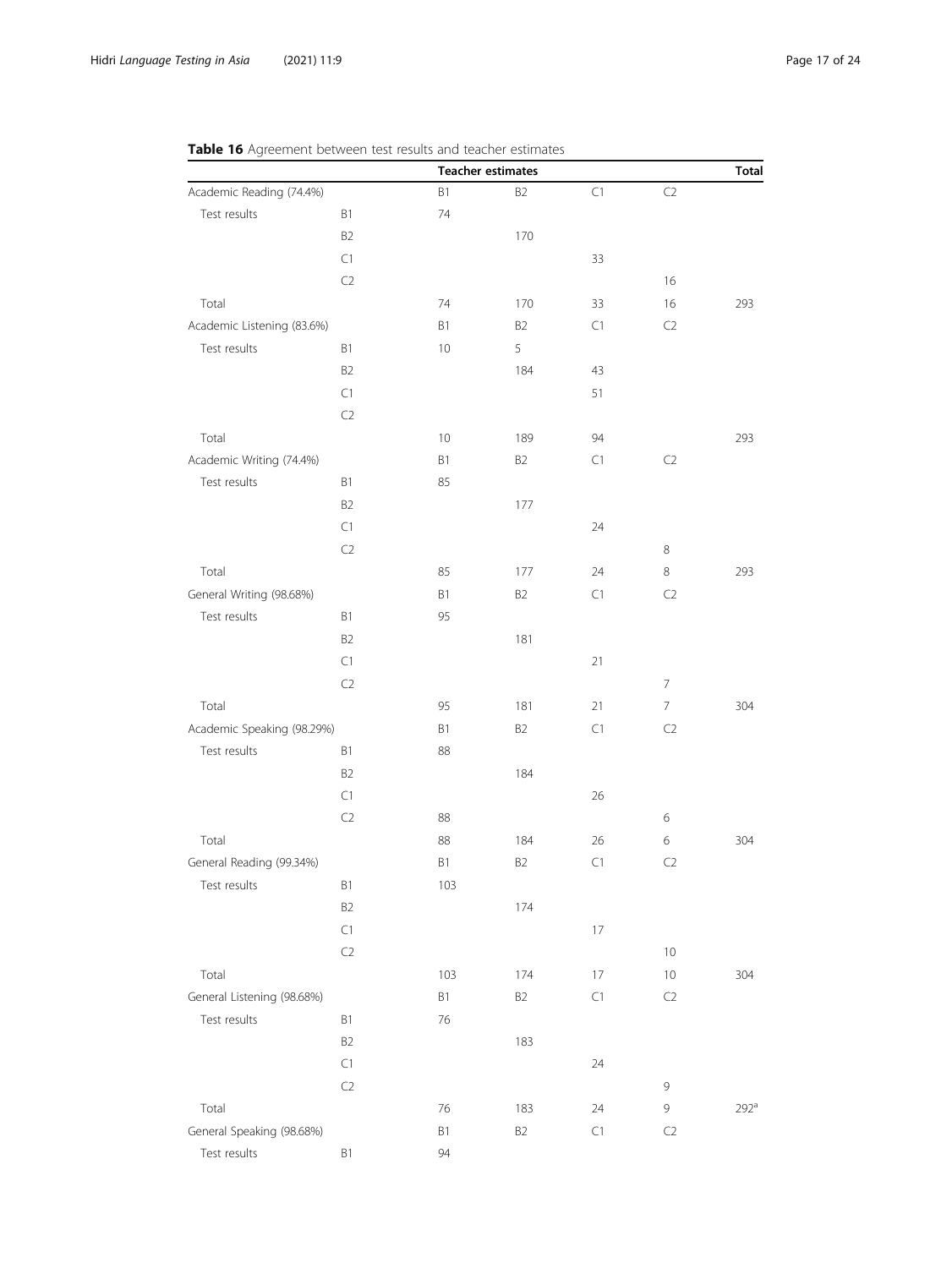**Table 16** Agreement between test results and teacher estimates

| | | Teacher estimates | | | | Total |
|---|---|---|---|---|---|---|
| Academic Reading (74.4%) | | B1 | B2 | C1 | C2 | |
| Test results | B1 | 74 | | | | |
| | B2 | | 170 | | | |
| | C1 | | | 33 | | |
| | C2 | | | | 16 | |
| Total | | 74 | 170 | 33 | 16 | 293 |
| Academic Listening (83.6%) | | B1 | B2 | C1 | C2 | |
| Test results | B1 | 10 | 5 | | | |
| | B2 | | 184 | 43 | | |
| | C1 | | | 51 | | |
| | C2 | | | | | |
| Total | | 10 | 189 | 94 | | 293 |
| Academic Writing (74.4%) | | B1 | B2 | C1 | C2 | |
| Test results | B1 | 85 | | | | |
| | B2 | | 177 | | | |
| | C1 | | | 24 | | |
| | C2 | | | | 8 | |
| Total | | 85 | 177 | 24 | 8 | 293 |
| General Writing (98.68%) | | B1 | B2 | C1 | C2 | |
| Test results | B1 | 95 | | | | |
| | B2 | | 181 | | | |
| | C1 | | | 21 | | |
| | C2 | | | | 7 | |
| Total | | 95 | 181 | 21 | 7 | 304 |
| Academic Speaking (98.29%) | | B1 | B2 | C1 | C2 | |
| Test results | B1 | 88 | | | | |
| | B2 | | 184 | | | |
| | C1 | | | 26 | | |
| | C2 | 88 | | | 6 | |
| Total | | 88 | 184 | 26 | 6 | 304 |
| General Reading (99.34%) | | B1 | B2 | C1 | C2 | |
| Test results | B1 | 103 | | | | |
| | B2 | | 174 | | | |
| | C1 | | | 17 | | |
| | C2 | | | | 10 | |
| Total | | 103 | 174 | 17 | 10 | 304 |
| General Listening (98.68%) | | B1 | B2 | C1 | C2 | |
| Test results | B1 | 76 | | | | |
| | B2 | | 183 | | | |
| | C1 | | | 24 | | |
| | C2 | | | | 9 | |
| Total | | 76 | 183 | 24 | 9 | 292[a] |
| General Speaking (98.68%) | | B1 | B2 | C1 | C2 | |
| Test results | B1 | 94 | | | | |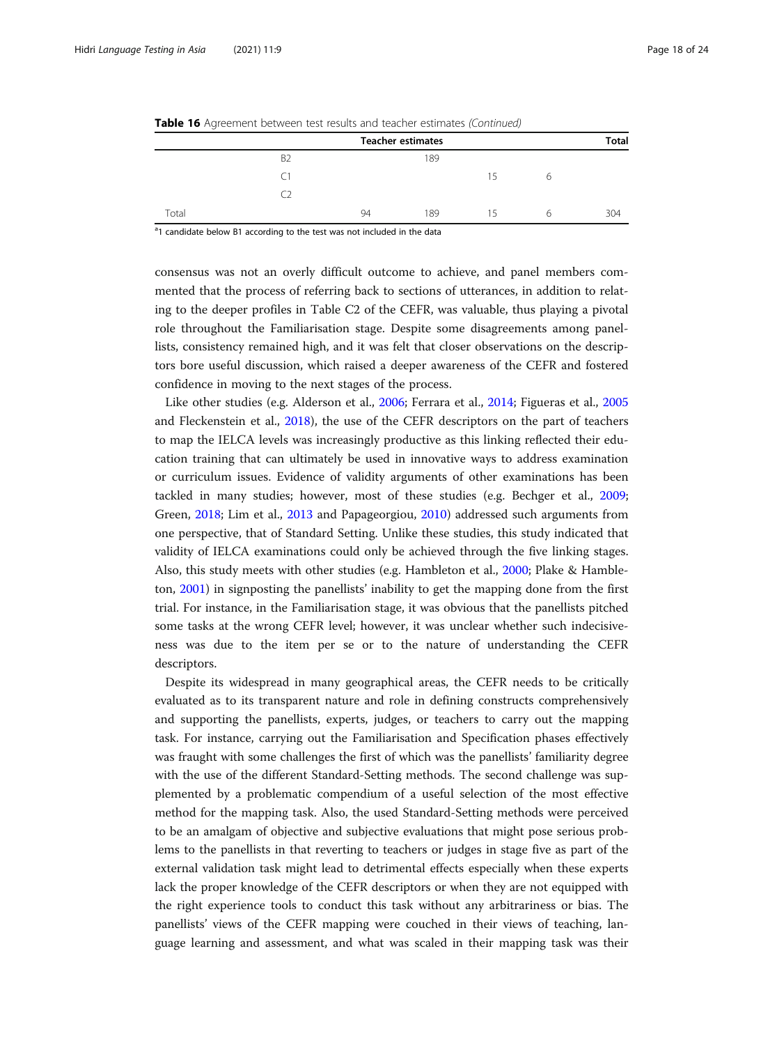**Table 16** Agreement between test results and teacher estimates *(Continued)*

| | | Teacher estimates | | | | Total |
|---|---|---|---|---|---|---|
| | B2 | | 189 | | | |
| | C1 | | | 15 | 6 | |
| | C2 | | | | | |
| Total | | 94 | 189 | 15 | 6 | 304 |

[a]1 candidate below B1 according to the test was not included in the data

consensus was not an overly difficult outcome to achieve, and panel members commented that the process of referring back to sections of utterances, in addition to relating to the deeper profiles in Table C2 of the CEFR, was valuable, thus playing a pivotal role throughout the Familiarisation stage. Despite some disagreements among panellists, consistency remained high, and it was felt that closer observations on the descriptors bore useful discussion, which raised a deeper awareness of the CEFR and fostered confidence in moving to the next stages of the process.

Like other studies (e.g. Alderson et al., 2006; Ferrara et al., 2014; Figueras et al., 2005 and Fleckenstein et al., 2018), the use of the CEFR descriptors on the part of teachers to map the IELCA levels was increasingly productive as this linking reflected their education training that can ultimately be used in innovative ways to address examination or curriculum issues. Evidence of validity arguments of other examinations has been tackled in many studies; however, most of these studies (e.g. Bechger et al., 2009; Green, 2018; Lim et al., 2013 and Papageorgiou, 2010) addressed such arguments from one perspective, that of Standard Setting. Unlike these studies, this study indicated that validity of IELCA examinations could only be achieved through the five linking stages. Also, this study meets with other studies (e.g. Hambleton et al., 2000; Plake & Hambleton, 2001) in signposting the panellists' inability to get the mapping done from the first trial. For instance, in the Familiarisation stage, it was obvious that the panellists pitched some tasks at the wrong CEFR level; however, it was unclear whether such indecisiveness was due to the item per se or to the nature of understanding the CEFR descriptors.

Despite its widespread in many geographical areas, the CEFR needs to be critically evaluated as to its transparent nature and role in defining constructs comprehensively and supporting the panellists, experts, judges, or teachers to carry out the mapping task. For instance, carrying out the Familiarisation and Specification phases effectively was fraught with some challenges the first of which was the panellists' familiarity degree with the use of the different Standard-Setting methods. The second challenge was supplemented by a problematic compendium of a useful selection of the most effective method for the mapping task. Also, the used Standard-Setting methods were perceived to be an amalgam of objective and subjective evaluations that might pose serious problems to the panellists in that reverting to teachers or judges in stage five as part of the external validation task might lead to detrimental effects especially when these experts lack the proper knowledge of the CEFR descriptors or when they are not equipped with the right experience tools to conduct this task without any arbitrariness or bias. The panellists' views of the CEFR mapping were couched in their views of teaching, language learning and assessment, and what was scaled in their mapping task was their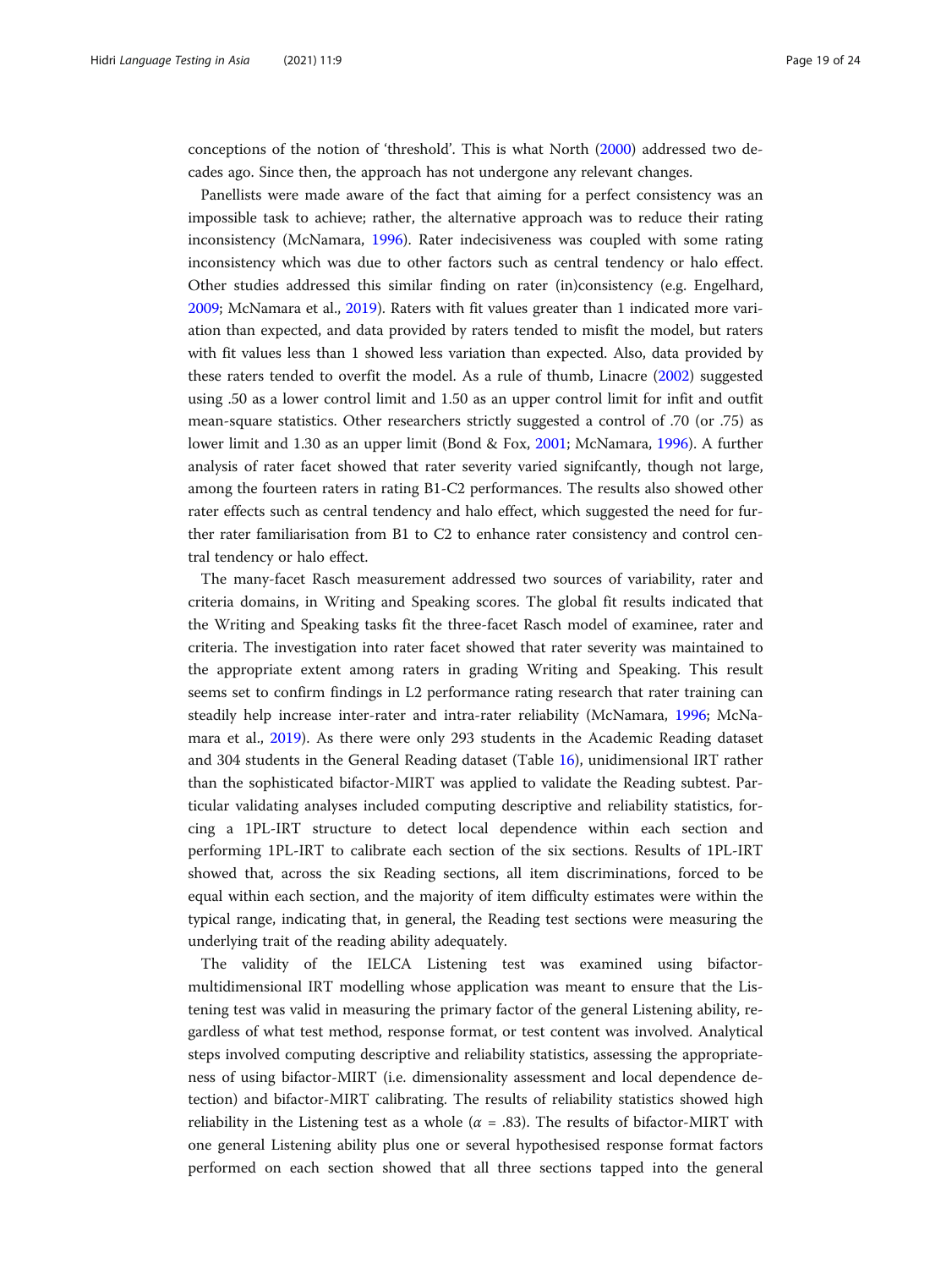conceptions of the notion of 'threshold'. This is what North (2000) addressed two decades ago. Since then, the approach has not undergone any relevant changes.

Panellists were made aware of the fact that aiming for a perfect consistency was an impossible task to achieve; rather, the alternative approach was to reduce their rating inconsistency (McNamara, 1996). Rater indecisiveness was coupled with some rating inconsistency which was due to other factors such as central tendency or halo effect. Other studies addressed this similar finding on rater (in)consistency (e.g. Engelhard, 2009; McNamara et al., 2019). Raters with fit values greater than 1 indicated more variation than expected, and data provided by raters tended to misfit the model, but raters with fit values less than 1 showed less variation than expected. Also, data provided by these raters tended to overfit the model. As a rule of thumb, Linacre (2002) suggested using .50 as a lower control limit and 1.50 as an upper control limit for infit and outfit mean-square statistics. Other researchers strictly suggested a control of .70 (or .75) as lower limit and 1.30 as an upper limit (Bond & Fox, 2001; McNamara, 1996). A further analysis of rater facet showed that rater severity varied signifcantly, though not large, among the fourteen raters in rating B1-C2 performances. The results also showed other rater effects such as central tendency and halo effect, which suggested the need for further rater familiarisation from B1 to C2 to enhance rater consistency and control central tendency or halo effect.

The many-facet Rasch measurement addressed two sources of variability, rater and criteria domains, in Writing and Speaking scores. The global fit results indicated that the Writing and Speaking tasks fit the three-facet Rasch model of examinee, rater and criteria. The investigation into rater facet showed that rater severity was maintained to the appropriate extent among raters in grading Writing and Speaking. This result seems set to confirm findings in L2 performance rating research that rater training can steadily help increase inter-rater and intra-rater reliability (McNamara, 1996; McNamara et al., 2019). As there were only 293 students in the Academic Reading dataset and 304 students in the General Reading dataset (Table 16), unidimensional IRT rather than the sophisticated bifactor-MIRT was applied to validate the Reading subtest. Particular validating analyses included computing descriptive and reliability statistics, forcing a 1PL-IRT structure to detect local dependence within each section and performing 1PL-IRT to calibrate each section of the six sections. Results of 1PL-IRT showed that, across the six Reading sections, all item discriminations, forced to be equal within each section, and the majority of item difficulty estimates were within the typical range, indicating that, in general, the Reading test sections were measuring the underlying trait of the reading ability adequately.

The validity of the IELCA Listening test was examined using bifactor-multidimensional IRT modelling whose application was meant to ensure that the Listening test was valid in measuring the primary factor of the general Listening ability, regardless of what test method, response format, or test content was involved. Analytical steps involved computing descriptive and reliability statistics, assessing the appropriateness of using bifactor-MIRT (i.e. dimensionality assessment and local dependence detection) and bifactor-MIRT calibrating. The results of reliability statistics showed high reliability in the Listening test as a whole ($\alpha$ = .83). The results of bifactor-MIRT with one general Listening ability plus one or several hypothesised response format factors performed on each section showed that all three sections tapped into the general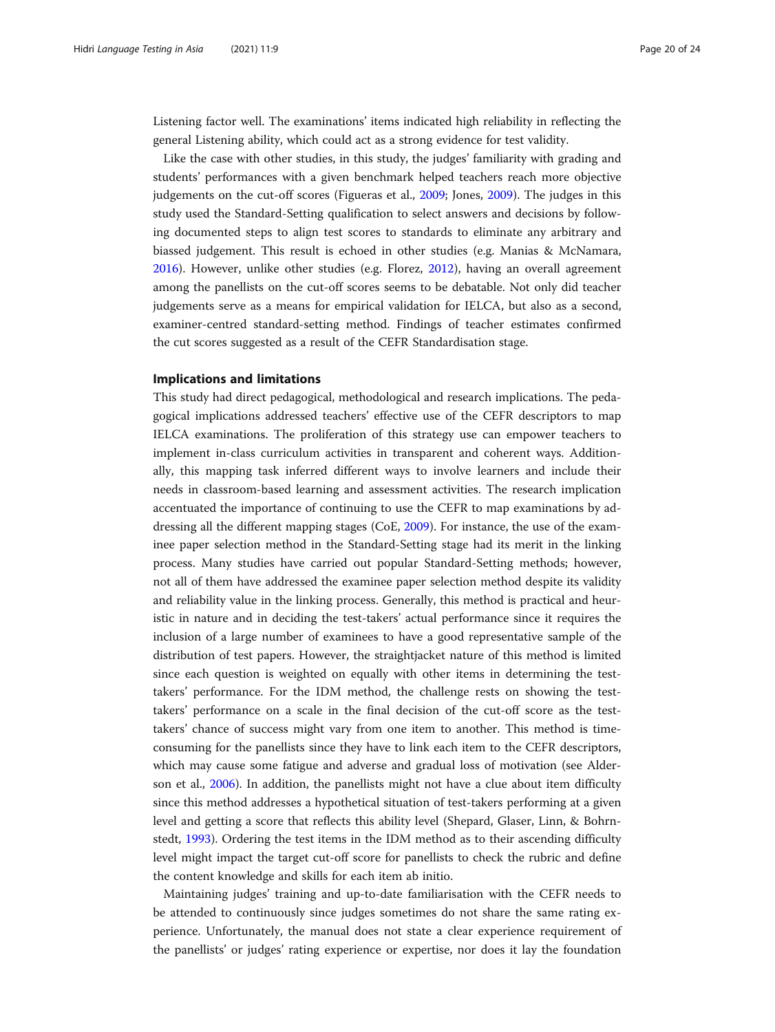Listening factor well. The examinations' items indicated high reliability in reflecting the general Listening ability, which could act as a strong evidence for test validity.

Like the case with other studies, in this study, the judges' familiarity with grading and students' performances with a given benchmark helped teachers reach more objective judgements on the cut-off scores (Figueras et al., 2009; Jones, 2009). The judges in this study used the Standard-Setting qualification to select answers and decisions by following documented steps to align test scores to standards to eliminate any arbitrary and biassed judgement. This result is echoed in other studies (e.g. Manias & McNamara, 2016). However, unlike other studies (e.g. Florez, 2012), having an overall agreement among the panellists on the cut-off scores seems to be debatable. Not only did teacher judgements serve as a means for empirical validation for IELCA, but also as a second, examiner-centred standard-setting method. Findings of teacher estimates confirmed the cut scores suggested as a result of the CEFR Standardisation stage.

## Implications and limitations

This study had direct pedagogical, methodological and research implications. The pedagogical implications addressed teachers' effective use of the CEFR descriptors to map IELCA examinations. The proliferation of this strategy use can empower teachers to implement in-class curriculum activities in transparent and coherent ways. Additionally, this mapping task inferred different ways to involve learners and include their needs in classroom-based learning and assessment activities. The research implication accentuated the importance of continuing to use the CEFR to map examinations by addressing all the different mapping stages (CoE, 2009). For instance, the use of the examinee paper selection method in the Standard-Setting stage had its merit in the linking process. Many studies have carried out popular Standard-Setting methods; however, not all of them have addressed the examinee paper selection method despite its validity and reliability value in the linking process. Generally, this method is practical and heuristic in nature and in deciding the test-takers' actual performance since it requires the inclusion of a large number of examinees to have a good representative sample of the distribution of test papers. However, the straightjacket nature of this method is limited since each question is weighted on equally with other items in determining the test-takers' performance. For the IDM method, the challenge rests on showing the test-takers' performance on a scale in the final decision of the cut-off score as the test-takers' chance of success might vary from one item to another. This method is time-consuming for the panellists since they have to link each item to the CEFR descriptors, which may cause some fatigue and adverse and gradual loss of motivation (see Alderson et al., 2006). In addition, the panellists might not have a clue about item difficulty since this method addresses a hypothetical situation of test-takers performing at a given level and getting a score that reflects this ability level (Shepard, Glaser, Linn, & Bohrnstedt, 1993). Ordering the test items in the IDM method as to their ascending difficulty level might impact the target cut-off score for panellists to check the rubric and define the content knowledge and skills for each item ab initio.

Maintaining judges' training and up-to-date familiarisation with the CEFR needs to be attended to continuously since judges sometimes do not share the same rating experience. Unfortunately, the manual does not state a clear experience requirement of the panellists' or judges' rating experience or expertise, nor does it lay the foundation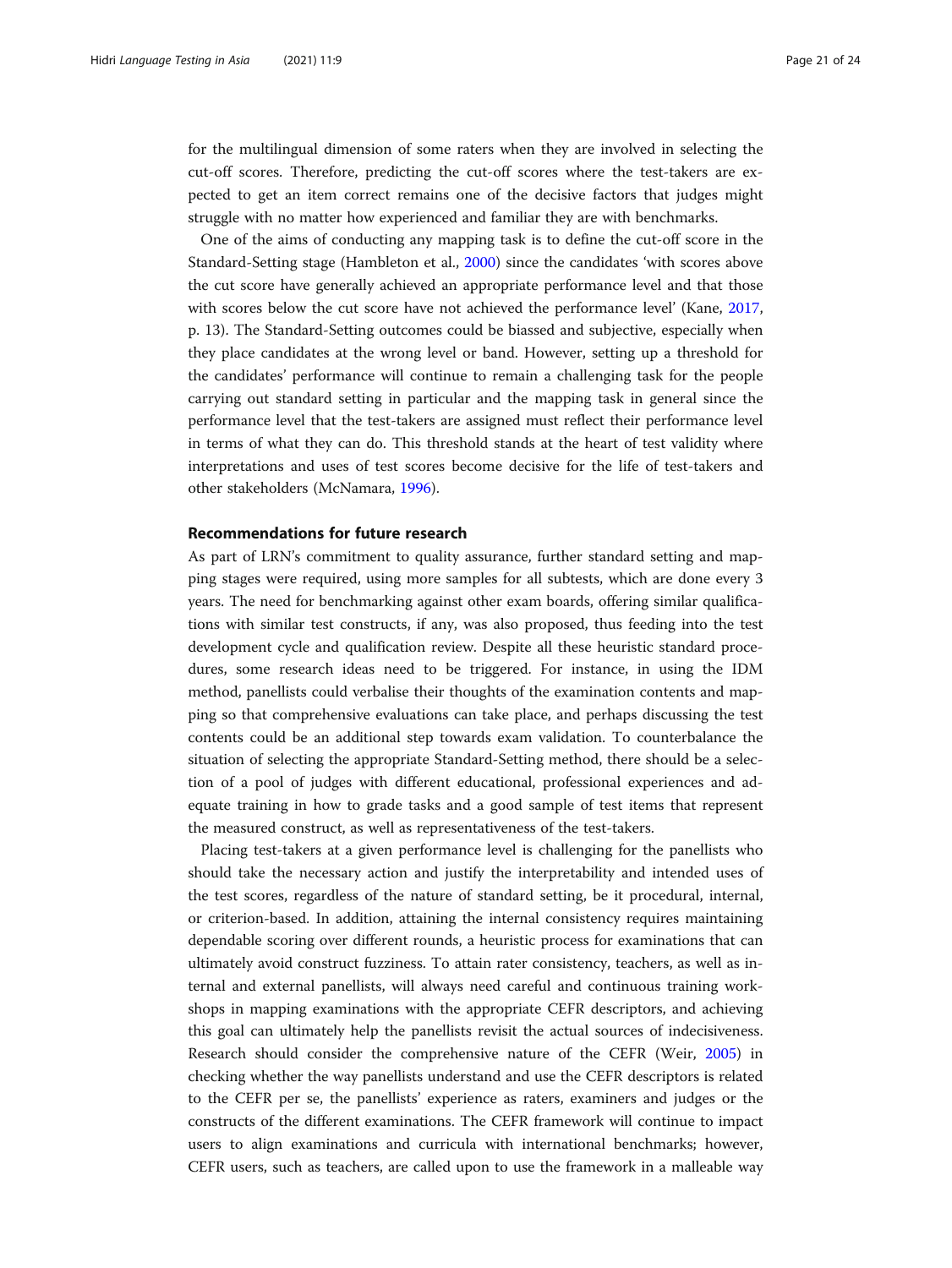for the multilingual dimension of some raters when they are involved in selecting the cut-off scores. Therefore, predicting the cut-off scores where the test-takers are expected to get an item correct remains one of the decisive factors that judges might struggle with no matter how experienced and familiar they are with benchmarks.

One of the aims of conducting any mapping task is to define the cut-off score in the Standard-Setting stage (Hambleton et al., 2000) since the candidates 'with scores above the cut score have generally achieved an appropriate performance level and that those with scores below the cut score have not achieved the performance level' (Kane, 2017, p. 13). The Standard-Setting outcomes could be biassed and subjective, especially when they place candidates at the wrong level or band. However, setting up a threshold for the candidates' performance will continue to remain a challenging task for the people carrying out standard setting in particular and the mapping task in general since the performance level that the test-takers are assigned must reflect their performance level in terms of what they can do. This threshold stands at the heart of test validity where interpretations and uses of test scores become decisive for the life of test-takers and other stakeholders (McNamara, 1996).

## Recommendations for future research

As part of LRN's commitment to quality assurance, further standard setting and mapping stages were required, using more samples for all subtests, which are done every 3 years. The need for benchmarking against other exam boards, offering similar qualifications with similar test constructs, if any, was also proposed, thus feeding into the test development cycle and qualification review. Despite all these heuristic standard procedures, some research ideas need to be triggered. For instance, in using the IDM method, panellists could verbalise their thoughts of the examination contents and mapping so that comprehensive evaluations can take place, and perhaps discussing the test contents could be an additional step towards exam validation. To counterbalance the situation of selecting the appropriate Standard-Setting method, there should be a selection of a pool of judges with different educational, professional experiences and adequate training in how to grade tasks and a good sample of test items that represent the measured construct, as well as representativeness of the test-takers.

Placing test-takers at a given performance level is challenging for the panellists who should take the necessary action and justify the interpretability and intended uses of the test scores, regardless of the nature of standard setting, be it procedural, internal, or criterion-based. In addition, attaining the internal consistency requires maintaining dependable scoring over different rounds, a heuristic process for examinations that can ultimately avoid construct fuzziness. To attain rater consistency, teachers, as well as internal and external panellists, will always need careful and continuous training workshops in mapping examinations with the appropriate CEFR descriptors, and achieving this goal can ultimately help the panellists revisit the actual sources of indecisiveness. Research should consider the comprehensive nature of the CEFR (Weir, 2005) in checking whether the way panellists understand and use the CEFR descriptors is related to the CEFR per se, the panellists' experience as raters, examiners and judges or the constructs of the different examinations. The CEFR framework will continue to impact users to align examinations and curricula with international benchmarks; however, CEFR users, such as teachers, are called upon to use the framework in a malleable way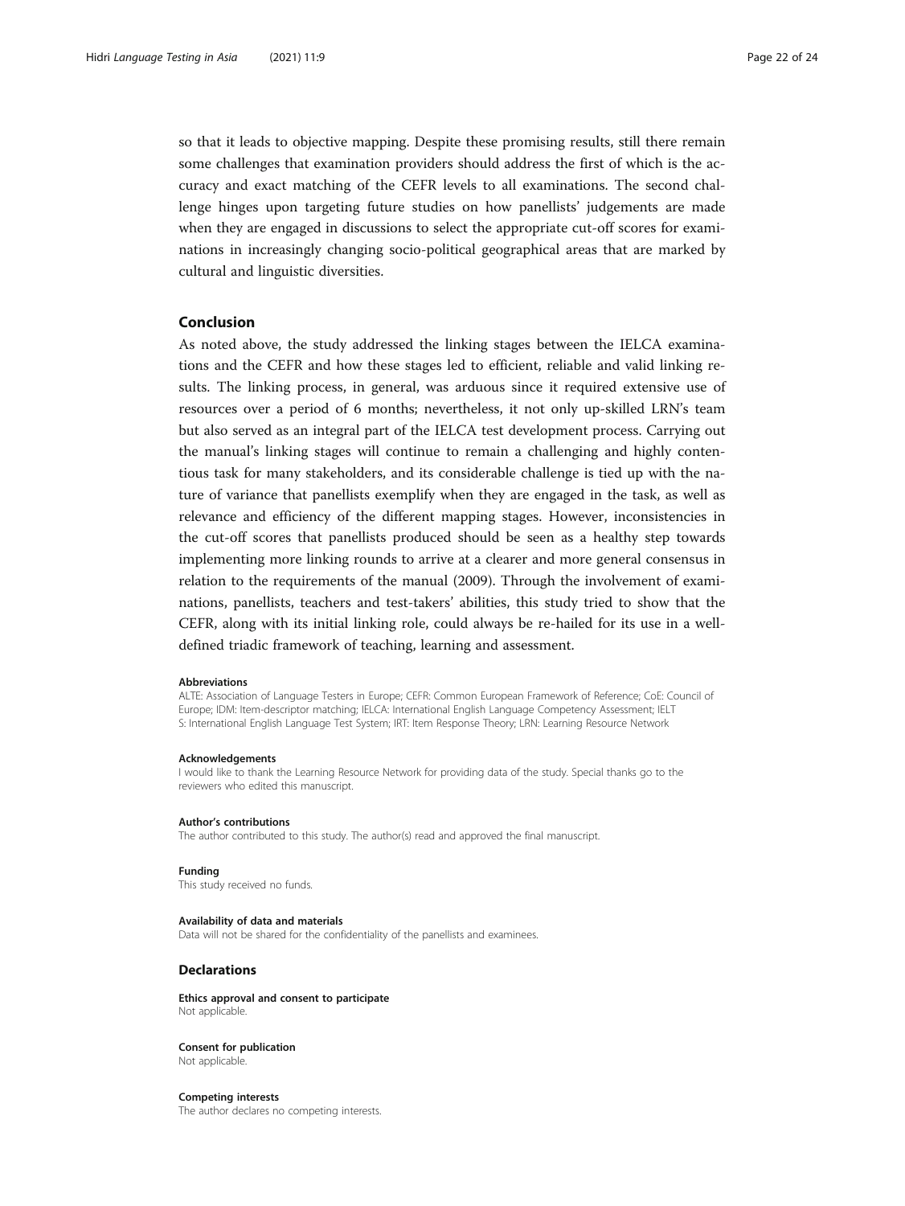so that it leads to objective mapping. Despite these promising results, still there remain some challenges that examination providers should address the first of which is the accuracy and exact matching of the CEFR levels to all examinations. The second challenge hinges upon targeting future studies on how panellists' judgements are made when they are engaged in discussions to select the appropriate cut-off scores for examinations in increasingly changing socio-political geographical areas that are marked by cultural and linguistic diversities.

## Conclusion

As noted above, the study addressed the linking stages between the IELCA examinations and the CEFR and how these stages led to efficient, reliable and valid linking results. The linking process, in general, was arduous since it required extensive use of resources over a period of 6 months; nevertheless, it not only up-skilled LRN's team but also served as an integral part of the IELCA test development process. Carrying out the manual's linking stages will continue to remain a challenging and highly contentious task for many stakeholders, and its considerable challenge is tied up with the nature of variance that panellists exemplify when they are engaged in the task, as well as relevance and efficiency of the different mapping stages. However, inconsistencies in the cut-off scores that panellists produced should be seen as a healthy step towards implementing more linking rounds to arrive at a clearer and more general consensus in relation to the requirements of the manual (2009). Through the involvement of examinations, panellists, teachers and test-takers' abilities, this study tried to show that the CEFR, along with its initial linking role, could always be re-hailed for its use in a well-defined triadic framework of teaching, learning and assessment.

#### Abbreviations

ALTE: Association of Language Testers in Europe; CEFR: Common European Framework of Reference; CoE: Council of Europe; IDM: Item-descriptor matching; IELCA: International English Language Competency Assessment; IELTS: International English Language Test System; IRT: Item Response Theory; LRN: Learning Resource Network

#### Acknowledgements

I would like to thank the Learning Resource Network for providing data of the study. Special thanks go to the reviewers who edited this manuscript.

#### Author's contributions

The author contributed to this study. The author(s) read and approved the final manuscript.

#### Funding

This study received no funds.

#### Availability of data and materials

Data will not be shared for the confidentiality of the panellists and examinees.

### Declarations

#### Ethics approval and consent to participate

Not applicable.

#### Consent for publication

Not applicable.

#### Competing interests

The author declares no competing interests.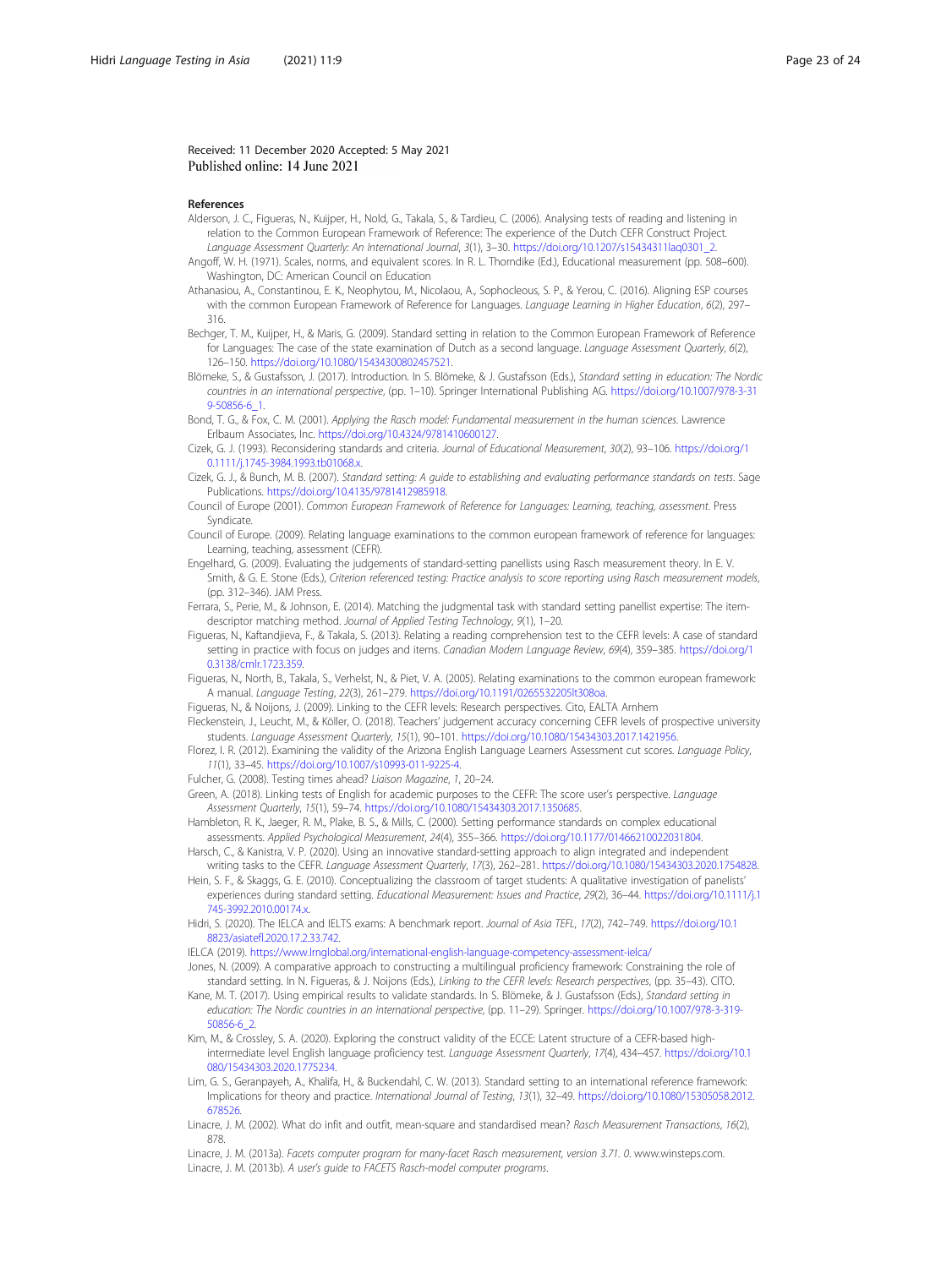Received: 11 December 2020 Accepted: 5 May 2021
Published online: 14 June 2021

## References

Alderson, J. C., Figueras, N., Kuijper, H., Nold, G., Takala, S., & Tardieu, C. (2006). Analysing tests of reading and listening in relation to the Common European Framework of Reference: The experience of the Dutch CEFR Construct Project. *Language Assessment Quarterly: An International Journal*, *3*(1), 3–30. https://doi.org/10.1207/s15434311laq0301_2.

Angoff, W. H. (1971). Scales, norms, and equivalent scores. In R. L. Thorndike (Ed.), Educational measurement (pp. 508–600). Washington, DC: American Council on Education

Athanasiou, A., Constantinou, E. K., Neophytou, M., Nicolaou, A., Sophocleous, S. P., & Yerou, C. (2016). Aligning ESP courses with the common European Framework of Reference for Languages. *Language Learning in Higher Education*, *6*(2), 297–316.

Bechger, T. M., Kuijper, H., & Maris, G. (2009). Standard setting in relation to the Common European Framework of Reference for Languages: The case of the state examination of Dutch as a second language. *Language Assessment Quarterly*, *6*(2), 126–150. https://doi.org/10.1080/15434300802457521.

Blömeke, S., & Gustafsson, J. (2017). Introduction. In S. Blömeke, & J. Gustafsson (Eds.), *Standard setting in education: The Nordic countries in an international perspective*, (pp. 1–10). Springer International Publishing AG. https://doi.org/10.1007/978-3-319-50856-6_1.

Bond, T. G., & Fox, C. M. (2001). *Applying the Rasch model: Fundamental measurement in the human sciences*. Lawrence Erlbaum Associates, Inc. https://doi.org/10.4324/9781410600127.

Cizek, G. J. (1993). Reconsidering standards and criteria. *Journal of Educational Measurement*, *30*(2), 93–106. https://doi.org/10.1111/j.1745-3984.1993.tb01068.x.

Cizek, G. J., & Bunch, M. B. (2007). *Standard setting: A guide to establishing and evaluating performance standards on tests*. Sage Publications. https://doi.org/10.4135/9781412985918.

Council of Europe (2001). *Common European Framework of Reference for Languages: Learning, teaching, assessment*. Press Syndicate.

Council of Europe. (2009). Relating language examinations to the common european framework of reference for languages: Learning, teaching, assessment (CEFR).

Engelhard, G. (2009). Evaluating the judgements of standard-setting panellists using Rasch measurement theory. In E. V. Smith, & G. E. Stone (Eds.), *Criterion referenced testing: Practice analysis to score reporting using Rasch measurement models*, (pp. 312–346). JAM Press.

Ferrara, S., Perie, M., & Johnson, E. (2014). Matching the judgmental task with standard setting panellist expertise: The item-descriptor matching method. *Journal of Applied Testing Technology*, *9*(1), 1–20.

Figueras, N., Kaftandjieva, F., & Takala, S. (2013). Relating a reading comprehension test to the CEFR levels: A case of standard setting in practice with focus on judges and items. *Canadian Modern Language Review*, *69*(4), 359–385. https://doi.org/10.3138/cmlr.1723.359.

Figueras, N., North, B., Takala, S., Verhelst, N., & Piet, V. A. (2005). Relating examinations to the common european framework: A manual. *Language Testing*, *22*(3), 261–279. https://doi.org/10.1191/0265532205lt308oa.

Figueras, N., & Noijons, J. (2009). Linking to the CEFR levels: Research perspectives. Cito, EALTA Arnhem

Fleckenstein, J., Leucht, M., & Köller, O. (2018). Teachers' judgement accuracy concerning CEFR levels of prospective university students. *Language Assessment Quarterly*, *15*(1), 90–101. https://doi.org/10.1080/15434303.2017.1421956.

Florez, I. R. (2012). Examining the validity of the Arizona English Language Learners Assessment cut scores. *Language Policy*, *11*(1), 33–45. https://doi.org/10.1007/s10993-011-9225-4.

Fulcher, G. (2008). Testing times ahead? *Liaison Magazine*, *1*, 20–24.

Green, A. (2018). Linking tests of English for academic purposes to the CEFR: The score user's perspective. *Language Assessment Quarterly*, *15*(1), 59–74. https://doi.org/10.1080/15434303.2017.1350685.

Hambleton, R. K., Jaeger, R. M., Plake, B. S., & Mills, C. (2000). Setting performance standards on complex educational assessments. *Applied Psychological Measurement*, *24*(4), 355–366. https://doi.org/10.1177/01466210022031804.

Harsch, C., & Kanistra, V. P. (2020). Using an innovative standard-setting approach to align integrated and independent writing tasks to the CEFR. *Language Assessment Quarterly*, *17*(3), 262–281. https://doi.org/10.1080/15434303.2020.1754828.

Hein, S. F., & Skaggs, G. E. (2010). Conceptualizing the classroom of target students: A qualitative investigation of panelists' experiences during standard setting. *Educational Measurement: Issues and Practice*, *29*(2), 36–44. https://doi.org/10.1111/j.1745-3992.2010.00174.x.

Hidri, S. (2020). The IELCA and IELTS exams: A benchmark report. *Journal of Asia TEFL*, *17*(2), 742–749. https://doi.org/10.18823/asiatefl.2020.17.2.33.742.

IELCA (2019). https://www.lrnglobal.org/international-english-language-competency-assessment-ielca/

Jones, N. (2009). A comparative approach to constructing a multilingual proficiency framework: Constraining the role of standard setting. In N. Figueras, & J. Noijons (Eds.), *Linking to the CEFR levels: Research perspectives*, (pp. 35–43). CITO.

Kane, M. T. (2017). Using empirical results to validate standards. In S. Blömeke, & J. Gustafsson (Eds.), *Standard setting in education: The Nordic countries in an international perspective*, (pp. 11–29). Springer. https://doi.org/10.1007/978-3-319-50856-6_2.

Kim, M., & Crossley, S. A. (2020). Exploring the construct validity of the ECCE: Latent structure of a CEFR-based high-intermediate level English language proficiency test. *Language Assessment Quarterly*, *17*(4), 434–457. https://doi.org/10.1080/15434303.2020.1775234.

Lim, G. S., Geranpayeh, A., Khalifa, H., & Buckendahl, C. W. (2013). Standard setting to an international reference framework: Implications for theory and practice. *International Journal of Testing*, *13*(1), 32–49. https://doi.org/10.1080/15305058.2012.678526.

Linacre, J. M. (2002). What do infit and outfit, mean-square and standardised mean? *Rasch Measurement Transactions*, *16*(2), 878.

Linacre, J. M. (2013a). *Facets computer program for many-facet Rasch measurement, version 3.71. 0*. www.winsteps.com.

Linacre, J. M. (2013b). *A user's guide to FACETS Rasch-model computer programs*.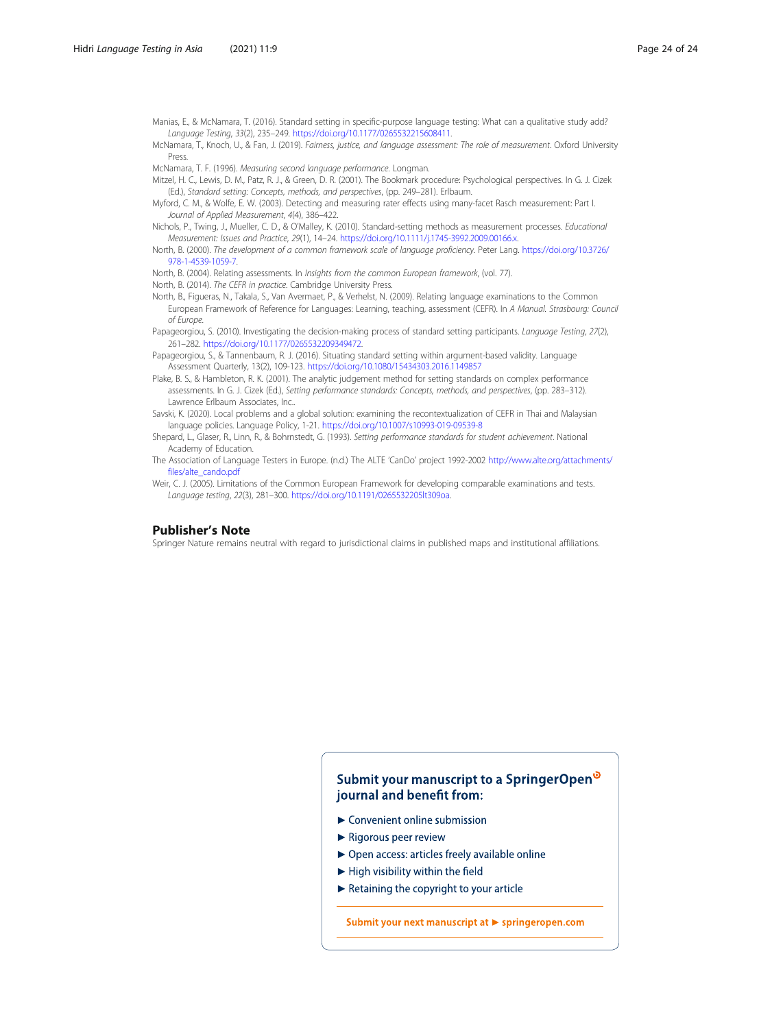Manias, E., & McNamara, T. (2016). Standard setting in specific-purpose language testing: What can a qualitative study add? *Language Testing*, *33*(2), 235–249. https://doi.org/10.1177/0265532215608411.

McNamara, T., Knoch, U., & Fan, J. (2019). *Fairness, justice, and language assessment: The role of measurement*. Oxford University Press.

McNamara, T. F. (1996). *Measuring second language performance*. Longman.

Mitzel, H. C., Lewis, D. M., Patz, R. J., & Green, D. R. (2001). The Bookmark procedure: Psychological perspectives. In G. J. Cizek (Ed.), *Standard setting: Concepts, methods, and perspectives*, (pp. 249–281). Erlbaum.

Myford, C. M., & Wolfe, E. W. (2003). Detecting and measuring rater effects using many-facet Rasch measurement: Part I. *Journal of Applied Measurement*, *4*(4), 386–422.

Nichols, P., Twing, J., Mueller, C. D., & O'Malley, K. (2010). Standard-setting methods as measurement processes. *Educational Measurement: Issues and Practice*, *29*(1), 14–24. https://doi.org/10.1111/j.1745-3992.2009.00166.x.

North, B. (2000). *The development of a common framework scale of language proficiency*. Peter Lang. https://doi.org/10.3726/978-1-4539-1059-7.

North, B. (2004). Relating assessments. In *Insights from the common European framework*, (vol. 77).

North, B. (2014). *The CEFR in practice*. Cambridge University Press.

North, B., Figueras, N., Takala, S., Van Avermaet, P., & Verhelst, N. (2009). Relating language examinations to the Common European Framework of Reference for Languages: Learning, teaching, assessment (CEFR). In *A Manual. Strasbourg: Council of Europe.*

Papageorgiou, S. (2010). Investigating the decision-making process of standard setting participants. *Language Testing*, *27*(2), 261–282. https://doi.org/10.1177/0265532209349472.

Papageorgiou, S., & Tannenbaum, R. J. (2016). Situating standard setting within argument-based validity. Language Assessment Quarterly, 13(2), 109-123. https://doi.org/10.1080/15434303.2016.1149857

Plake, B. S., & Hambleton, R. K. (2001). The analytic judgement method for setting standards on complex performance assessments. In G. J. Cizek (Ed.), *Setting performance standards: Concepts, methods, and perspectives*, (pp. 283–312). Lawrence Erlbaum Associates, Inc..

Savski, K. (2020). Local problems and a global solution: examining the recontextualization of CEFR in Thai and Malaysian language policies. Language Policy, 1-21. https://doi.org/10.1007/s10993-019-09539-8

Shepard, L., Glaser, R., Linn, R., & Bohrnstedt, G. (1993). *Setting performance standards for student achievement*. National Academy of Education.

The Association of Language Testers in Europe. (n.d.) The ALTE 'CanDo' project 1992-2002 http://www.alte.org/attachments/files/alte_cando.pdf

Weir, C. J. (2005). Limitations of the Common European Framework for developing comparable examinations and tests. *Language testing*, *22*(3), 281–300. https://doi.org/10.1191/0265532205lt309oa.

## Publisher's Note

Springer Nature remains neutral with regard to jurisdictional claims in published maps and institutional affiliations.

**Submit your manuscript to a SpringerOpen journal and benefit from:**

- ► Convenient online submission
- ► Rigorous peer review
- ► Open access: articles freely available online
- ► High visibility within the field
- ► Retaining the copyright to your article

**Submit your next manuscript at ► springeropen.com**